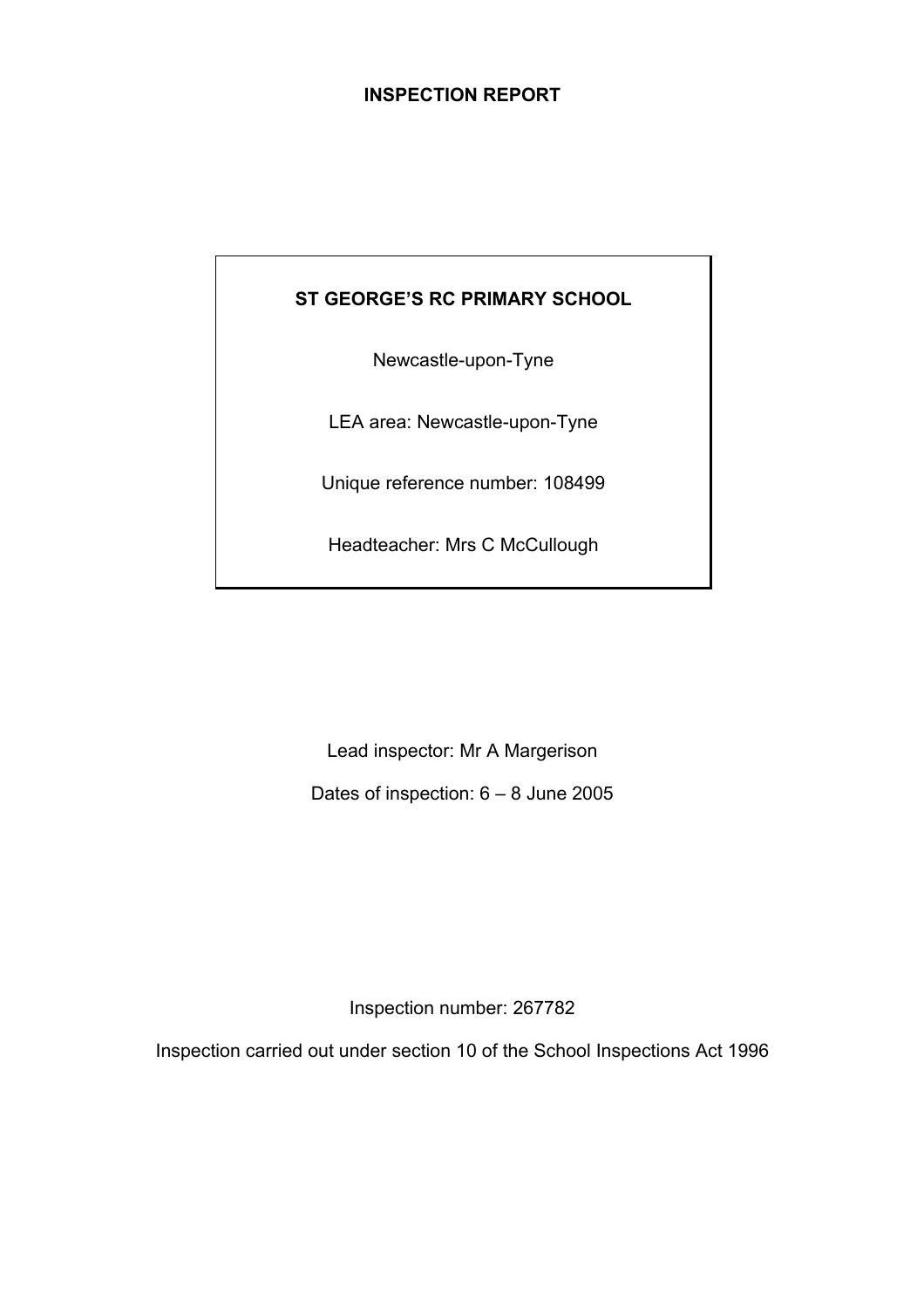# INSPECTION REPORT

**ST GEORGE'S RC PRIMARY SCHOOL**

Newcastle-upon-Tyne

LEA area: Newcastle-upon-Tyne

Unique reference number: 108499

Headteacher: Mrs C McCullough

Lead inspector: Mr A Margerison

Dates of inspection: 6 – 8 June 2005

Inspection number: 267782

Inspection carried out under section 10 of the School Inspections Act 1996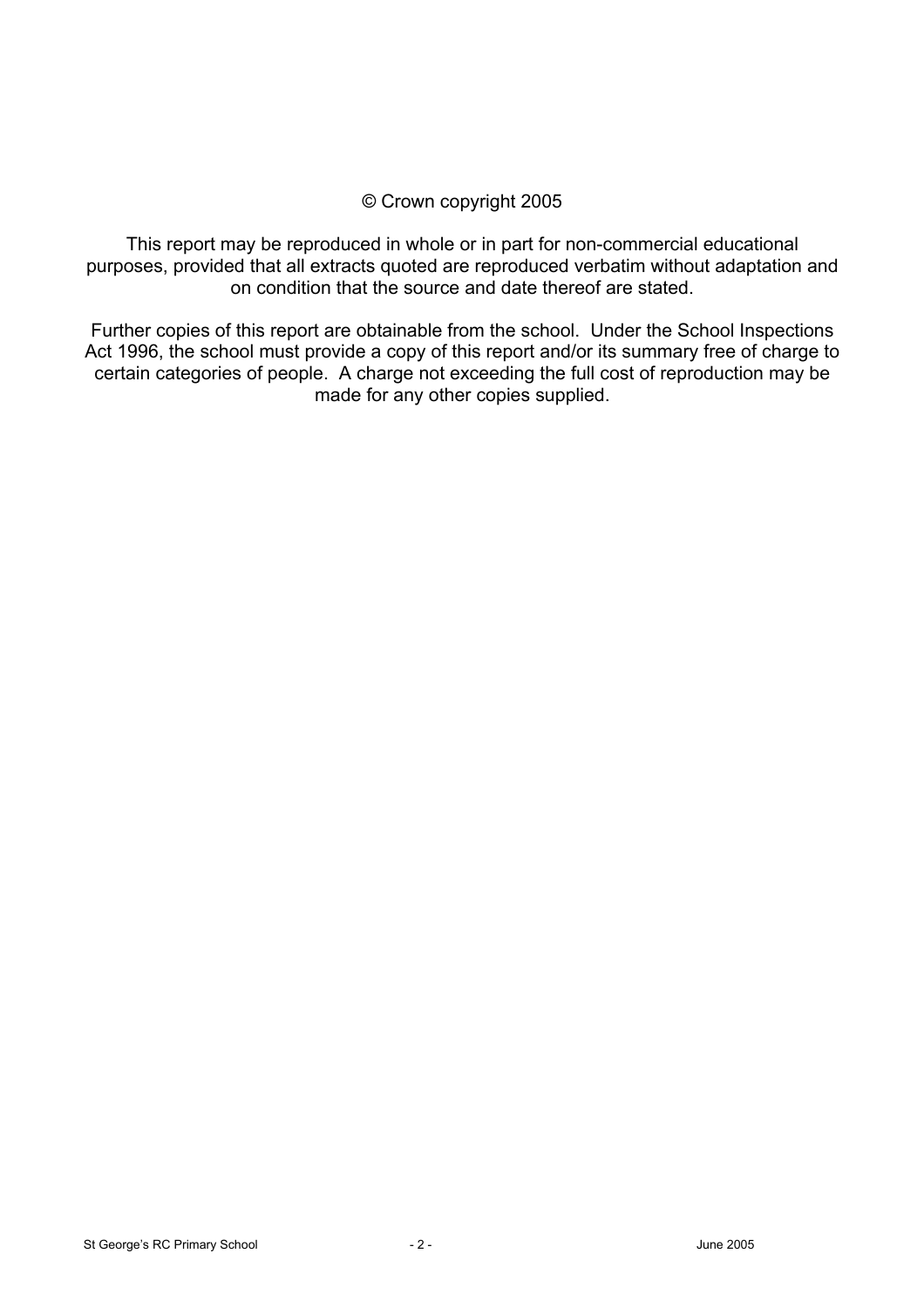© Crown copyright 2005

This report may be reproduced in whole or in part for non-commercial educational purposes, provided that all extracts quoted are reproduced verbatim without adaptation and on condition that the source and date thereof are stated.

Further copies of this report are obtainable from the school. Under the School Inspections Act 1996, the school must provide a copy of this report and/or its summary free of charge to certain categories of people. A charge not exceeding the full cost of reproduction may be made for any other copies supplied.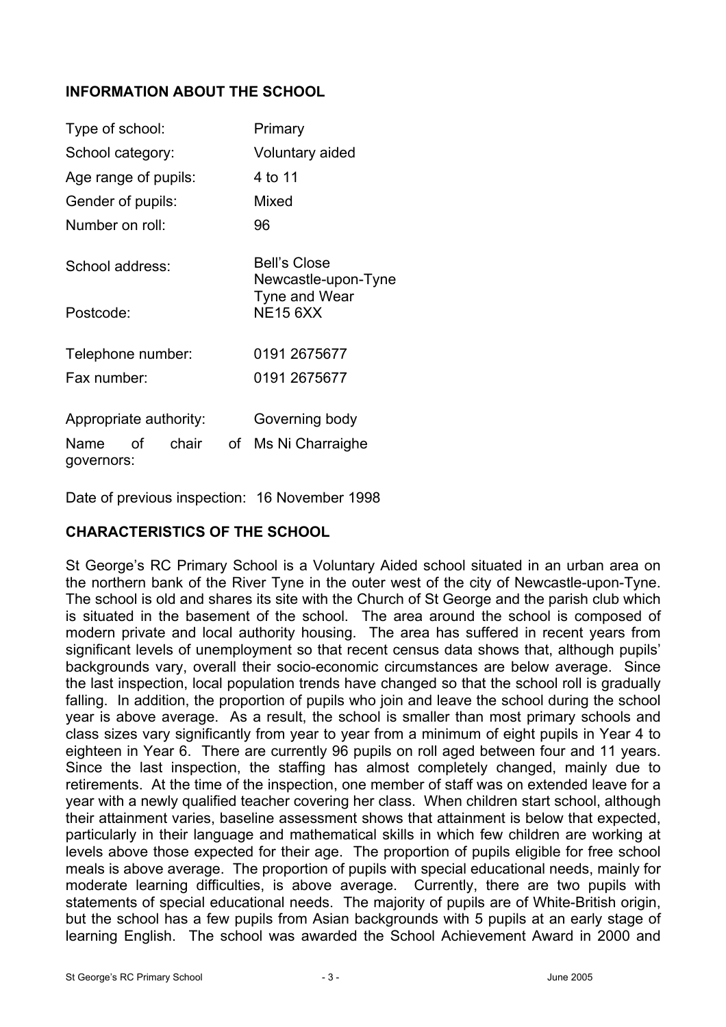## INFORMATION ABOUT THE SCHOOL

| | |
|---|---|
| Type of school: | Primary |
| School category: | Voluntary aided |
| Age range of pupils: | 4 to 11 |
| Gender of pupils: | Mixed |
| Number on roll: | 96 |
| School address: | Bell's Close<br>Newcastle-upon-Tyne<br>Tyne and Wear |
| Postcode: | NE15 6XX |
| Telephone number: | 0191 2675677 |
| Fax number: | 0191 2675677 |
| Appropriate authority: | Governing body |
| Name of chair of governors: | Ms Ni Charraighe |

Date of previous inspection: 16 November 1998

## CHARACTERISTICS OF THE SCHOOL

St George's RC Primary School is a Voluntary Aided school situated in an urban area on the northern bank of the River Tyne in the outer west of the city of Newcastle-upon-Tyne. The school is old and shares its site with the Church of St George and the parish club which is situated in the basement of the school. The area around the school is composed of modern private and local authority housing. The area has suffered in recent years from significant levels of unemployment so that recent census data shows that, although pupils' backgrounds vary, overall their socio-economic circumstances are below average. Since the last inspection, local population trends have changed so that the school roll is gradually falling. In addition, the proportion of pupils who join and leave the school during the school year is above average. As a result, the school is smaller than most primary schools and class sizes vary significantly from year to year from a minimum of eight pupils in Year 4 to eighteen in Year 6. There are currently 96 pupils on roll aged between four and 11 years. Since the last inspection, the staffing has almost completely changed, mainly due to retirements. At the time of the inspection, one member of staff was on extended leave for a year with a newly qualified teacher covering her class. When children start school, although their attainment varies, baseline assessment shows that attainment is below that expected, particularly in their language and mathematical skills in which few children are working at levels above those expected for their age. The proportion of pupils eligible for free school meals is above average. The proportion of pupils with special educational needs, mainly for moderate learning difficulties, is above average. Currently, there are two pupils with statements of special educational needs. The majority of pupils are of White-British origin, but the school has a few pupils from Asian backgrounds with 5 pupils at an early stage of learning English. The school was awarded the School Achievement Award in 2000 and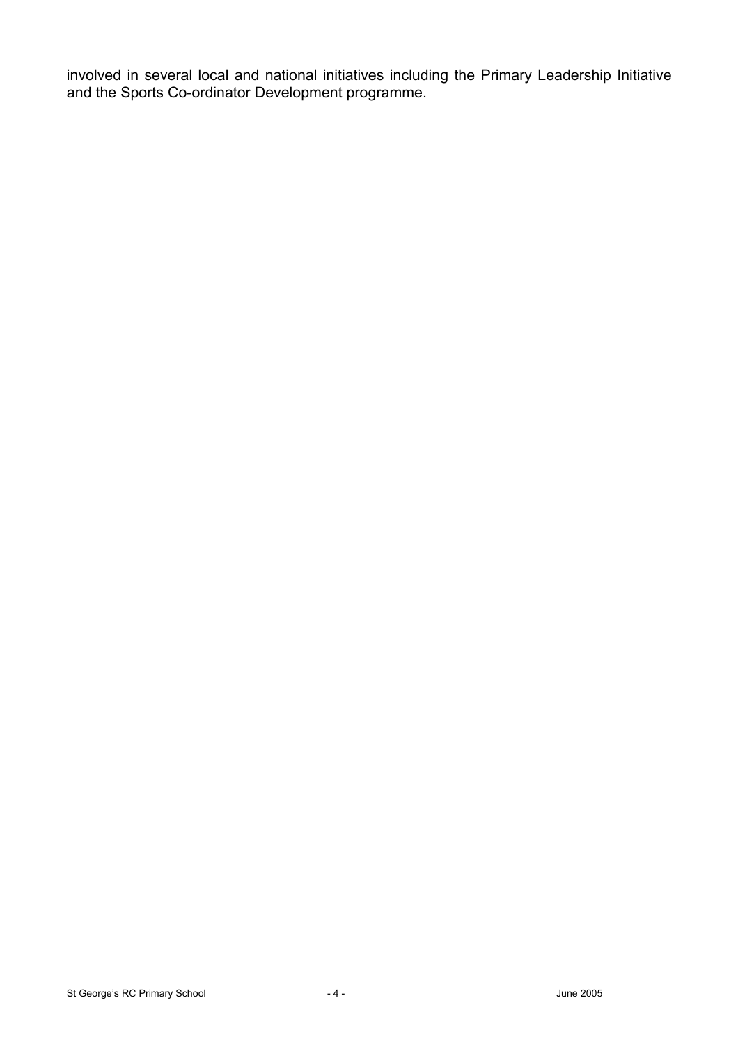involved in several local and national initiatives including the Primary Leadership Initiative and the Sports Co-ordinator Development programme.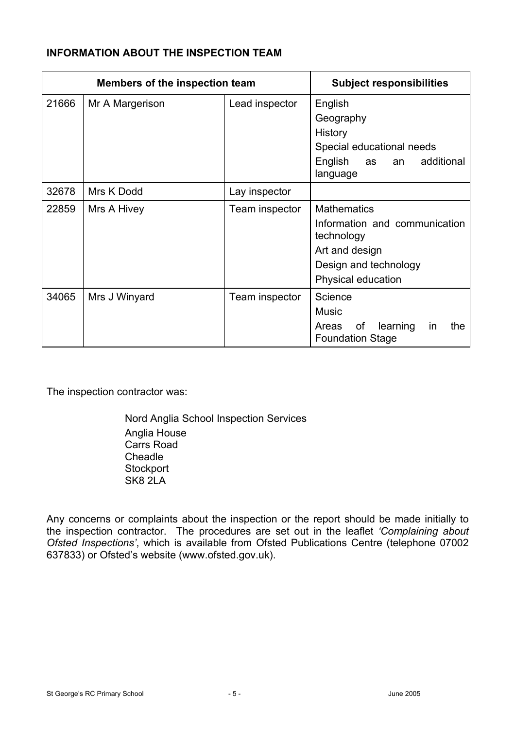## INFORMATION ABOUT THE INSPECTION TEAM

| Members of the inspection team | | | Subject responsibilities |
|---|---|---|---|
| 21666 | Mr A Margerison | Lead inspector | English<br>Geography<br>History<br>Special educational needs<br>English as an additional language |
| 32678 | Mrs K Dodd | Lay inspector | |
| 22859 | Mrs A Hivey | Team inspector | Mathematics<br>Information and communication technology<br>Art and design<br>Design and technology<br>Physical education |
| 34065 | Mrs J Winyard | Team inspector | Science<br>Music<br>Areas of learning in the Foundation Stage |

The inspection contractor was:

Nord Anglia School Inspection Services
Anglia House
Carrs Road
Cheadle
Stockport
SK8 2LA

Any concerns or complaints about the inspection or the report should be made initially to the inspection contractor. The procedures are set out in the leaflet *'Complaining about Ofsted Inspections'*, which is available from Ofsted Publications Centre (telephone 07002 637833) or Ofsted's website (www.ofsted.gov.uk).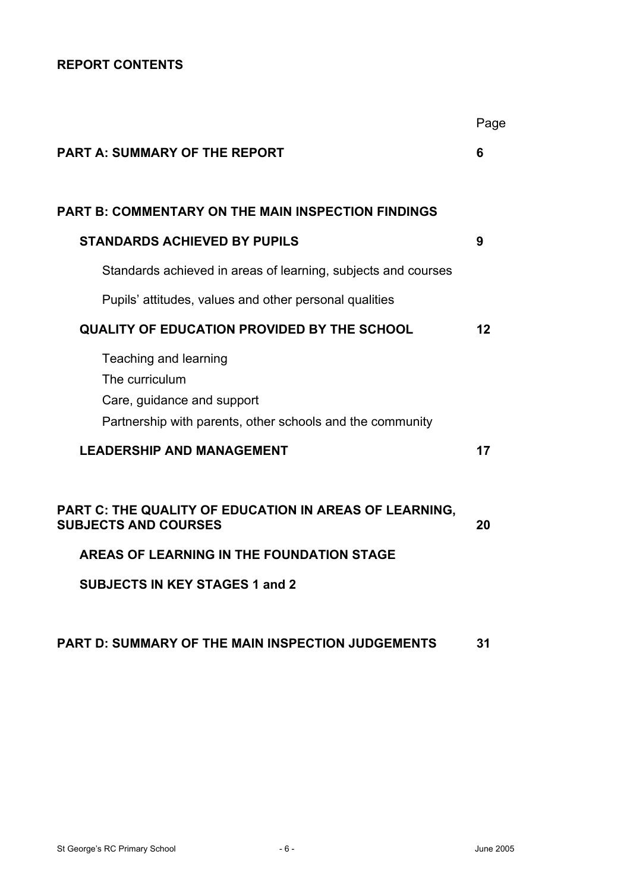**REPORT CONTENTS**

| | Page |
|---|---|
| **PART A: SUMMARY OF THE REPORT** | **6** |
| **PART B: COMMENTARY ON THE MAIN INSPECTION FINDINGS** | |
| **STANDARDS ACHIEVED BY PUPILS** | **9** |
| Standards achieved in areas of learning, subjects and courses | |
| Pupils' attitudes, values and other personal qualities | |
| **QUALITY OF EDUCATION PROVIDED BY THE SCHOOL** | **12** |
| Teaching and learning | |
| The curriculum | |
| Care, guidance and support | |
| Partnership with parents, other schools and the community | |
| **LEADERSHIP AND MANAGEMENT** | **17** |
| **PART C: THE QUALITY OF EDUCATION IN AREAS OF LEARNING, SUBJECTS AND COURSES** | **20** |
| **AREAS OF LEARNING IN THE FOUNDATION STAGE** | |
| **SUBJECTS IN KEY STAGES 1 and 2** | |
| **PART D: SUMMARY OF THE MAIN INSPECTION JUDGEMENTS** | **31** |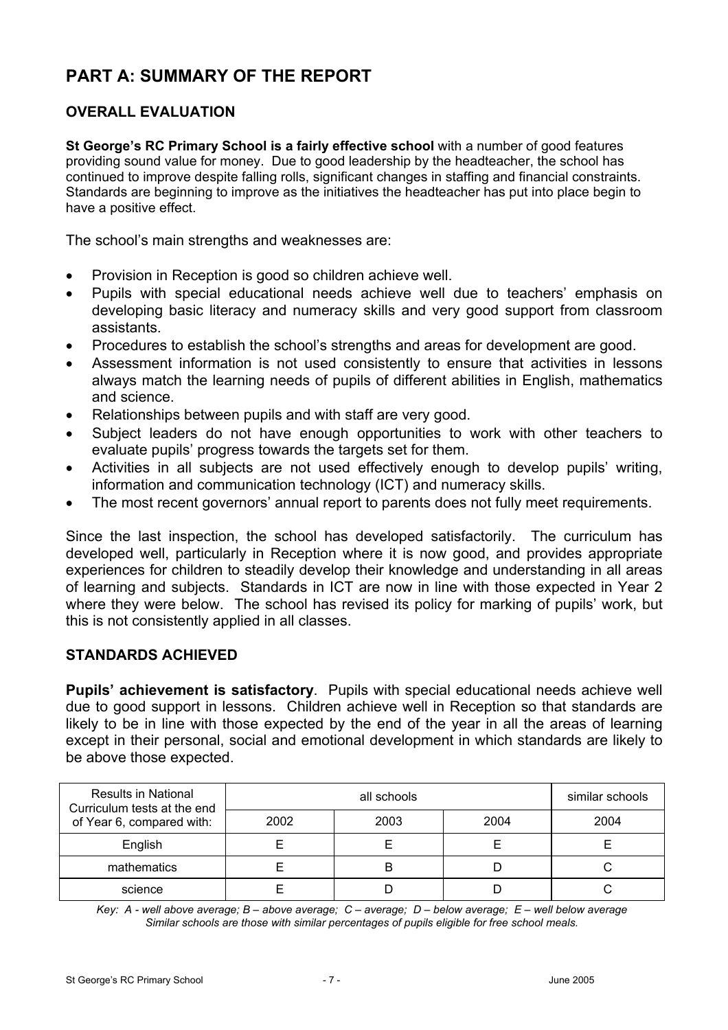# PART A: SUMMARY OF THE REPORT

## OVERALL EVALUATION

**St George's RC Primary School is a fairly effective school** with a number of good features providing sound value for money. Due to good leadership by the headteacher, the school has continued to improve despite falling rolls, significant changes in staffing and financial constraints. Standards are beginning to improve as the initiatives the headteacher has put into place begin to have a positive effect.

The school's main strengths and weaknesses are:

- Provision in Reception is good so children achieve well.
- Pupils with special educational needs achieve well due to teachers' emphasis on developing basic literacy and numeracy skills and very good support from classroom assistants.
- Procedures to establish the school's strengths and areas for development are good.
- Assessment information is not used consistently to ensure that activities in lessons always match the learning needs of pupils of different abilities in English, mathematics and science.
- Relationships between pupils and with staff are very good.
- Subject leaders do not have enough opportunities to work with other teachers to evaluate pupils' progress towards the targets set for them.
- Activities in all subjects are not used effectively enough to develop pupils' writing, information and communication technology (ICT) and numeracy skills.
- The most recent governors' annual report to parents does not fully meet requirements.

Since the last inspection, the school has developed satisfactorily. The curriculum has developed well, particularly in Reception where it is now good, and provides appropriate experiences for children to steadily develop their knowledge and understanding in all areas of learning and subjects. Standards in ICT are now in line with those expected in Year 2 where they were below. The school has revised its policy for marking of pupils' work, but this is not consistently applied in all classes.

## STANDARDS ACHIEVED

**Pupils' achievement is satisfactory**. Pupils with special educational needs achieve well due to good support in lessons. Children achieve well in Reception so that standards are likely to be in line with those expected by the end of the year in all the areas of learning except in their personal, social and emotional development in which standards are likely to be above those expected.

| Results in National Curriculum tests at the end of Year 6, compared with: | all schools | | | similar schools |
|---|---|---|---|---|
| | 2002 | 2003 | 2004 | 2004 |
| English | E | E | E | E |
| mathematics | E | B | D | C |
| science | E | D | D | C |

*Key: A - well above average; B – above average; C – average; D – below average; E – well below average*
*Similar schools are those with similar percentages of pupils eligible for free school meals.*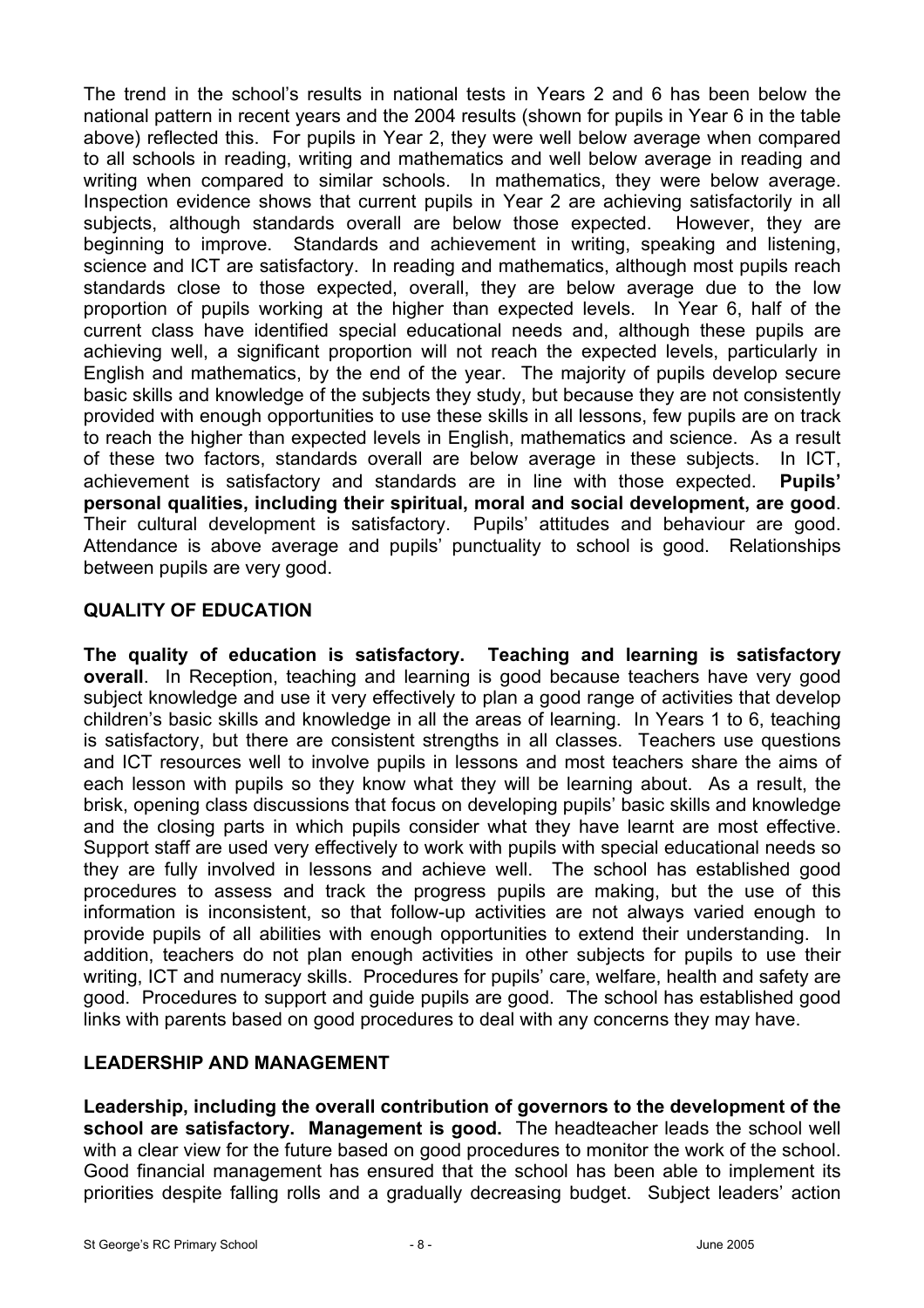The trend in the school's results in national tests in Years 2 and 6 has been below the national pattern in recent years and the 2004 results (shown for pupils in Year 6 in the table above) reflected this. For pupils in Year 2, they were well below average when compared to all schools in reading, writing and mathematics and well below average in reading and writing when compared to similar schools. In mathematics, they were below average. Inspection evidence shows that current pupils in Year 2 are achieving satisfactorily in all subjects, although standards overall are below those expected. However, they are beginning to improve. Standards and achievement in writing, speaking and listening, science and ICT are satisfactory. In reading and mathematics, although most pupils reach standards close to those expected, overall, they are below average due to the low proportion of pupils working at the higher than expected levels. In Year 6, half of the current class have identified special educational needs and, although these pupils are achieving well, a significant proportion will not reach the expected levels, particularly in English and mathematics, by the end of the year. The majority of pupils develop secure basic skills and knowledge of the subjects they study, but because they are not consistently provided with enough opportunities to use these skills in all lessons, few pupils are on track to reach the higher than expected levels in English, mathematics and science. As a result of these two factors, standards overall are below average in these subjects. In ICT, achievement is satisfactory and standards are in line with those expected. **Pupils' personal qualities, including their spiritual, moral and social development, are good**. Their cultural development is satisfactory. Pupils' attitudes and behaviour are good. Attendance is above average and pupils' punctuality to school is good. Relationships between pupils are very good.

## QUALITY OF EDUCATION

**The quality of education is satisfactory. Teaching and learning is satisfactory overall**. In Reception, teaching and learning is good because teachers have very good subject knowledge and use it very effectively to plan a good range of activities that develop children's basic skills and knowledge in all the areas of learning. In Years 1 to 6, teaching is satisfactory, but there are consistent strengths in all classes. Teachers use questions and ICT resources well to involve pupils in lessons and most teachers share the aims of each lesson with pupils so they know what they will be learning about. As a result, the brisk, opening class discussions that focus on developing pupils' basic skills and knowledge and the closing parts in which pupils consider what they have learnt are most effective. Support staff are used very effectively to work with pupils with special educational needs so they are fully involved in lessons and achieve well. The school has established good procedures to assess and track the progress pupils are making, but the use of this information is inconsistent, so that follow-up activities are not always varied enough to provide pupils of all abilities with enough opportunities to extend their understanding. In addition, teachers do not plan enough activities in other subjects for pupils to use their writing, ICT and numeracy skills. Procedures for pupils' care, welfare, health and safety are good. Procedures to support and guide pupils are good. The school has established good links with parents based on good procedures to deal with any concerns they may have.

## LEADERSHIP AND MANAGEMENT

**Leadership, including the overall contribution of governors to the development of the school are satisfactory. Management is good.** The headteacher leads the school well with a clear view for the future based on good procedures to monitor the work of the school. Good financial management has ensured that the school has been able to implement its priorities despite falling rolls and a gradually decreasing budget. Subject leaders' action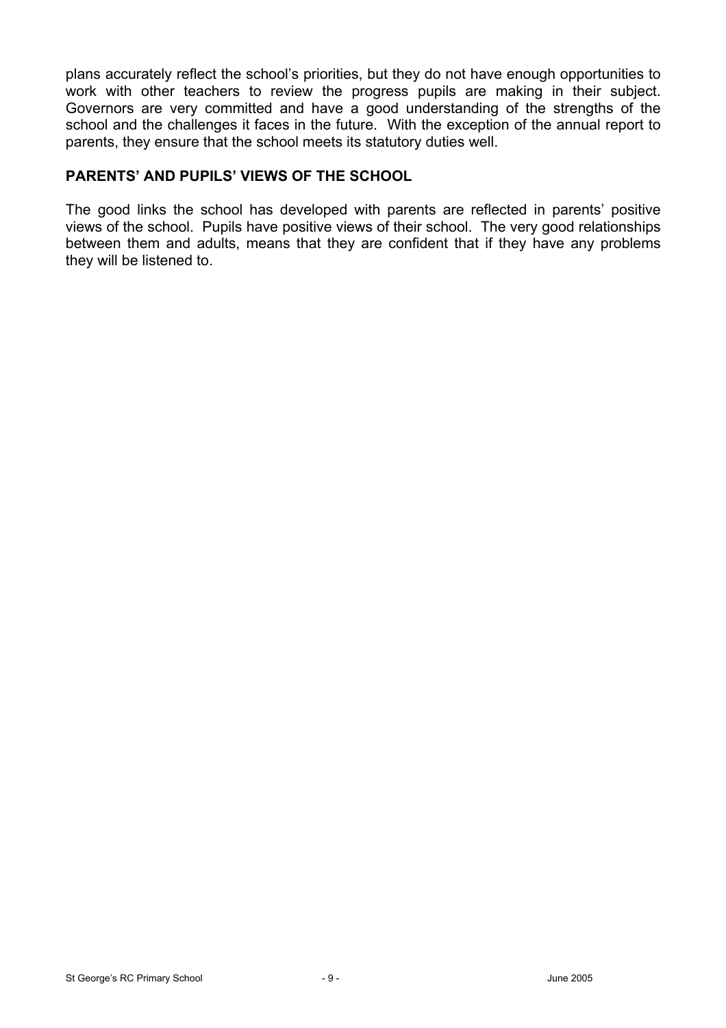plans accurately reflect the school's priorities, but they do not have enough opportunities to work with other teachers to review the progress pupils are making in their subject. Governors are very committed and have a good understanding of the strengths of the school and the challenges it faces in the future. With the exception of the annual report to parents, they ensure that the school meets its statutory duties well.

## PARENTS' AND PUPILS' VIEWS OF THE SCHOOL

The good links the school has developed with parents are reflected in parents' positive views of the school. Pupils have positive views of their school. The very good relationships between them and adults, means that they are confident that if they have any problems they will be listened to.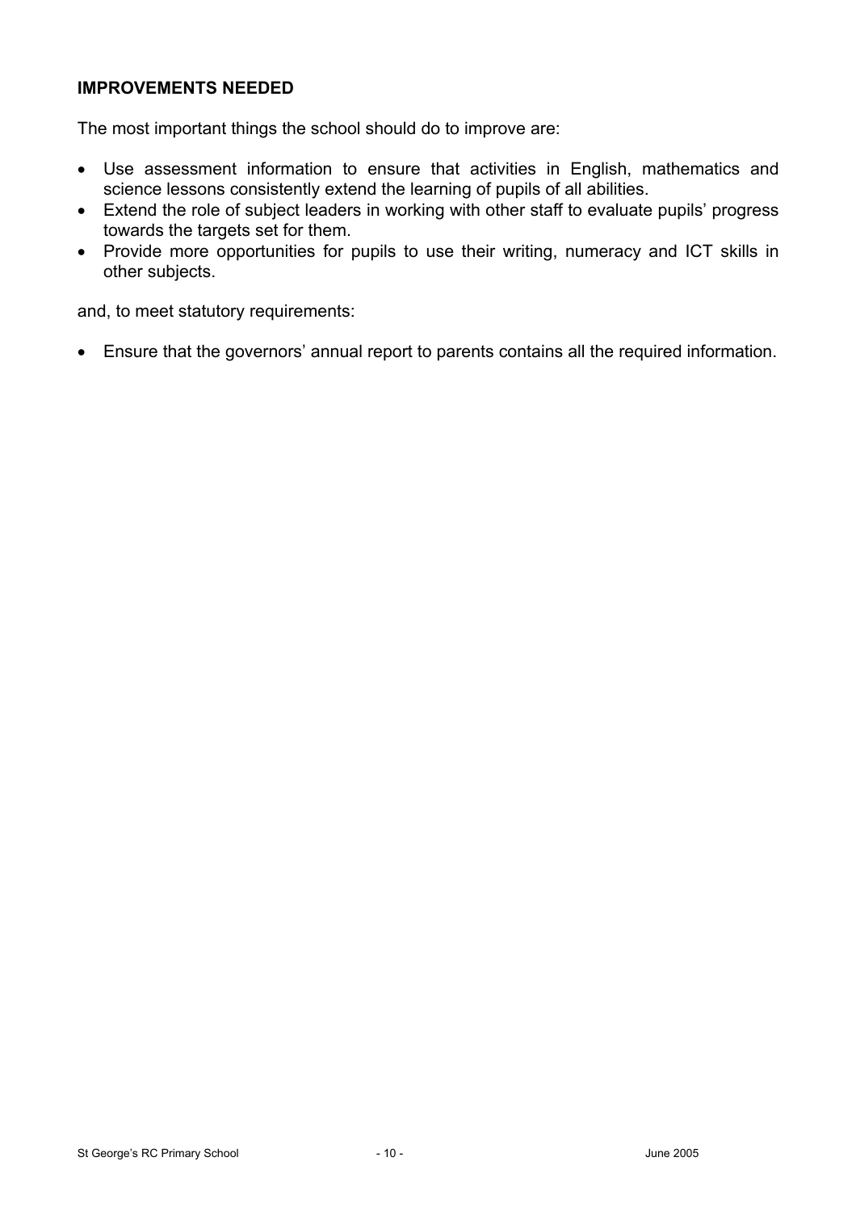## IMPROVEMENTS NEEDED

The most important things the school should do to improve are:

- Use assessment information to ensure that activities in English, mathematics and science lessons consistently extend the learning of pupils of all abilities.
- Extend the role of subject leaders in working with other staff to evaluate pupils' progress towards the targets set for them.
- Provide more opportunities for pupils to use their writing, numeracy and ICT skills in other subjects.

and, to meet statutory requirements:

- Ensure that the governors' annual report to parents contains all the required information.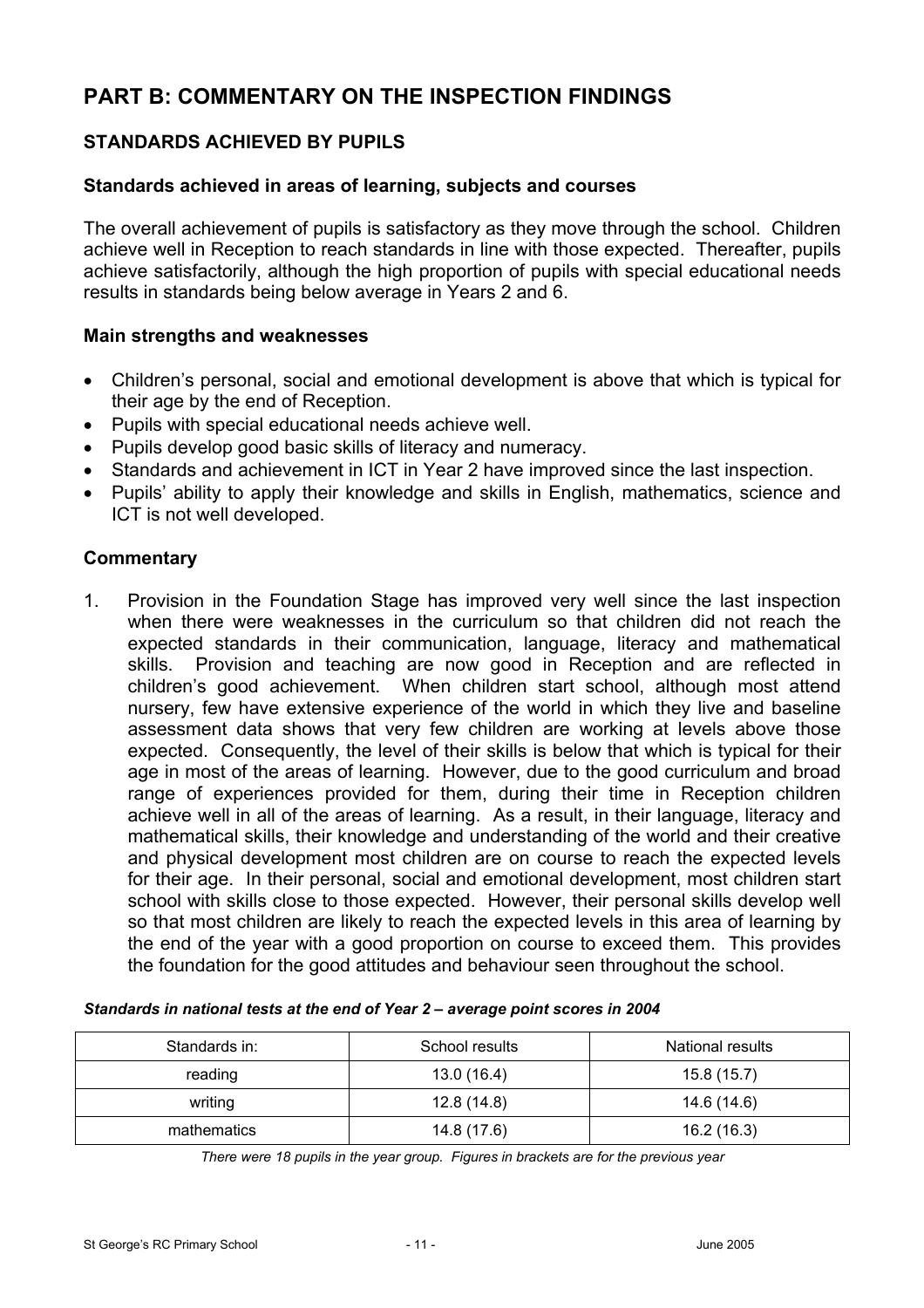# PART B: COMMENTARY ON THE INSPECTION FINDINGS

## STANDARDS ACHIEVED BY PUPILS

### Standards achieved in areas of learning, subjects and courses

The overall achievement of pupils is satisfactory as they move through the school. Children achieve well in Reception to reach standards in line with those expected. Thereafter, pupils achieve satisfactorily, although the high proportion of pupils with special educational needs results in standards being below average in Years 2 and 6.

### Main strengths and weaknesses

- Children's personal, social and emotional development is above that which is typical for their age by the end of Reception.
- Pupils with special educational needs achieve well.
- Pupils develop good basic skills of literacy and numeracy.
- Standards and achievement in ICT in Year 2 have improved since the last inspection.
- Pupils' ability to apply their knowledge and skills in English, mathematics, science and ICT is not well developed.

### Commentary

1. Provision in the Foundation Stage has improved very well since the last inspection when there were weaknesses in the curriculum so that children did not reach the expected standards in their communication, language, literacy and mathematical skills. Provision and teaching are now good in Reception and are reflected in children's good achievement. When children start school, although most attend nursery, few have extensive experience of the world in which they live and baseline assessment data shows that very few children are working at levels above those expected. Consequently, the level of their skills is below that which is typical for their age in most of the areas of learning. However, due to the good curriculum and broad range of experiences provided for them, during their time in Reception children achieve well in all of the areas of learning. As a result, in their language, literacy and mathematical skills, their knowledge and understanding of the world and their creative and physical development most children are on course to reach the expected levels for their age. In their personal, social and emotional development, most children start school with skills close to those expected. However, their personal skills develop well so that most children are likely to reach the expected levels in this area of learning by the end of the year with a good proportion on course to exceed them. This provides the foundation for the good attitudes and behaviour seen throughout the school.

***Standards in national tests at the end of Year 2 – average point scores in 2004***

| Standards in: | School results | National results |
|---|---|---|
| reading | 13.0 (16.4) | 15.8 (15.7) |
| writing | 12.8 (14.8) | 14.6 (14.6) |
| mathematics | 14.8 (17.6) | 16.2 (16.3) |

*There were 18 pupils in the year group. Figures in brackets are for the previous year*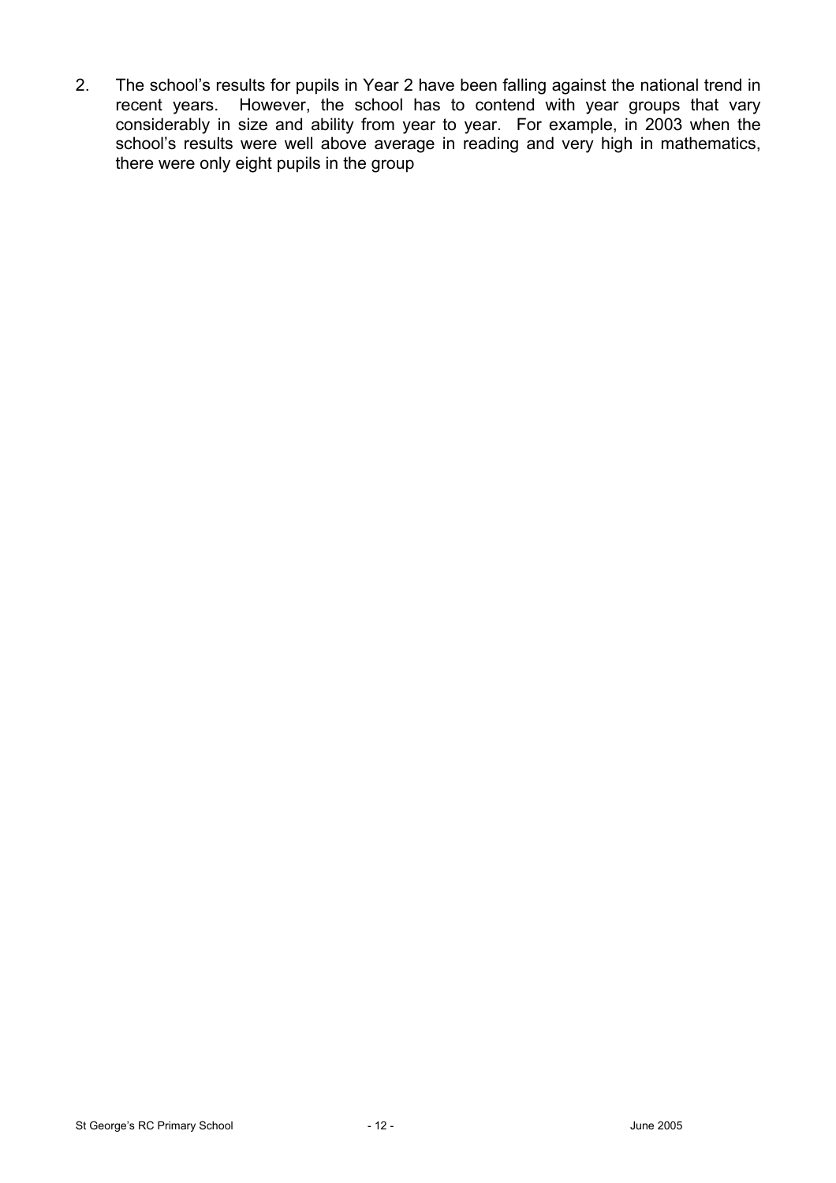2. The school's results for pupils in Year 2 have been falling against the national trend in recent years. However, the school has to contend with year groups that vary considerably in size and ability from year to year. For example, in 2003 when the school's results were well above average in reading and very high in mathematics, there were only eight pupils in the group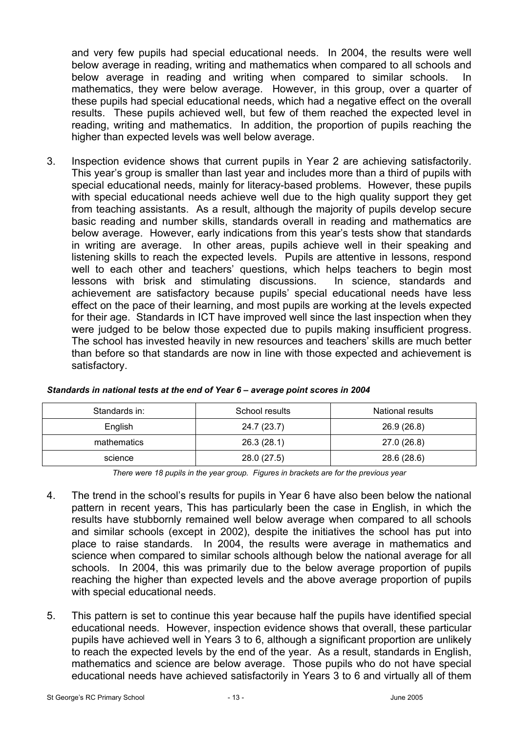and very few pupils had special educational needs. In 2004, the results were well below average in reading, writing and mathematics when compared to all schools and below average in reading and writing when compared to similar schools. In mathematics, they were below average. However, in this group, over a quarter of these pupils had special educational needs, which had a negative effect on the overall results. These pupils achieved well, but few of them reached the expected level in reading, writing and mathematics. In addition, the proportion of pupils reaching the higher than expected levels was well below average.

3. Inspection evidence shows that current pupils in Year 2 are achieving satisfactorily. This year's group is smaller than last year and includes more than a third of pupils with special educational needs, mainly for literacy-based problems. However, these pupils with special educational needs achieve well due to the high quality support they get from teaching assistants. As a result, although the majority of pupils develop secure basic reading and number skills, standards overall in reading and mathematics are below average. However, early indications from this year's tests show that standards in writing are average. In other areas, pupils achieve well in their speaking and listening skills to reach the expected levels. Pupils are attentive in lessons, respond well to each other and teachers' questions, which helps teachers to begin most lessons with brisk and stimulating discussions. In science, standards and achievement are satisfactory because pupils' special educational needs have less effect on the pace of their learning, and most pupils are working at the levels expected for their age. Standards in ICT have improved well since the last inspection when they were judged to be below those expected due to pupils making insufficient progress. The school has invested heavily in new resources and teachers' skills are much better than before so that standards are now in line with those expected and achievement is satisfactory.

***Standards in national tests at the end of Year 6 – average point scores in 2004***

| Standards in: | School results | National results |
|---|---|---|
| English | 24.7 (23.7) | 26.9 (26.8) |
| mathematics | 26.3 (28.1) | 27.0 (26.8) |
| science | 28.0 (27.5) | 28.6 (28.6) |

*There were 18 pupils in the year group. Figures in brackets are for the previous year*

4. The trend in the school's results for pupils in Year 6 have also been below the national pattern in recent years, This has particularly been the case in English, in which the results have stubbornly remained well below average when compared to all schools and similar schools (except in 2002), despite the initiatives the school has put into place to raise standards. In 2004, the results were average in mathematics and science when compared to similar schools although below the national average for all schools. In 2004, this was primarily due to the below average proportion of pupils reaching the higher than expected levels and the above average proportion of pupils with special educational needs.

5. This pattern is set to continue this year because half the pupils have identified special educational needs. However, inspection evidence shows that overall, these particular pupils have achieved well in Years 3 to 6, although a significant proportion are unlikely to reach the expected levels by the end of the year. As a result, standards in English, mathematics and science are below average. Those pupils who do not have special educational needs have achieved satisfactorily in Years 3 to 6 and virtually all of them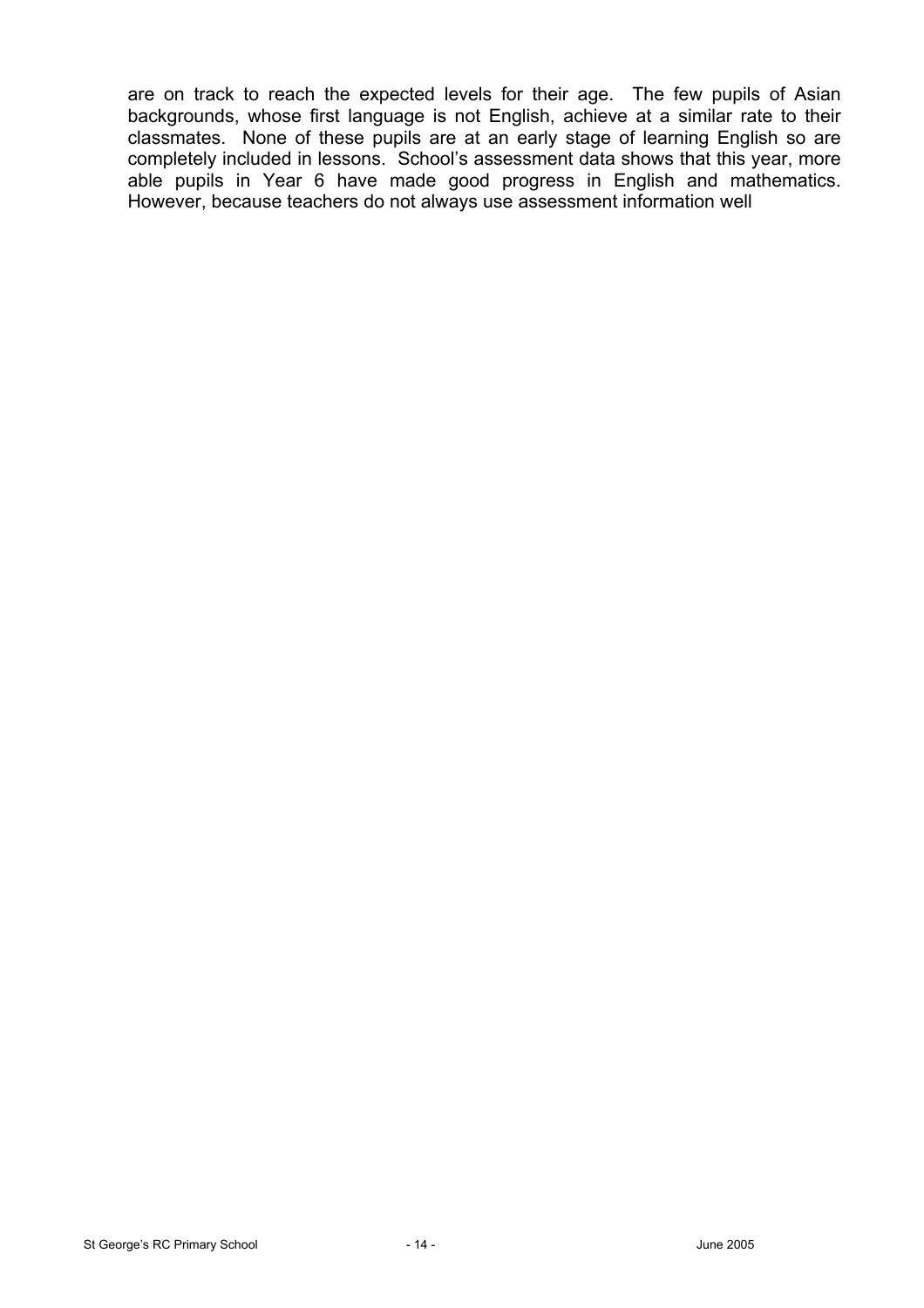are on track to reach the expected levels for their age. The few pupils of Asian backgrounds, whose first language is not English, achieve at a similar rate to their classmates. None of these pupils are at an early stage of learning English so are completely included in lessons. School's assessment data shows that this year, more able pupils in Year 6 have made good progress in English and mathematics. However, because teachers do not always use assessment information well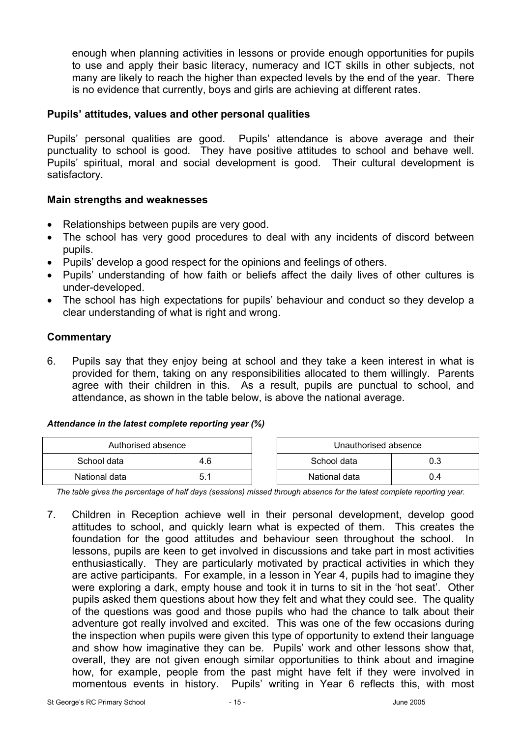enough when planning activities in lessons or provide enough opportunities for pupils to use and apply their basic literacy, numeracy and ICT skills in other subjects, not many are likely to reach the higher than expected levels by the end of the year. There is no evidence that currently, boys and girls are achieving at different rates.

### Pupils' attitudes, values and other personal qualities

Pupils' personal qualities are good. Pupils' attendance is above average and their punctuality to school is good. They have positive attitudes to school and behave well. Pupils' spiritual, moral and social development is good. Their cultural development is satisfactory.

### Main strengths and weaknesses

- Relationships between pupils are very good.
- The school has very good procedures to deal with any incidents of discord between pupils.
- Pupils' develop a good respect for the opinions and feelings of others.
- Pupils' understanding of how faith or beliefs affect the daily lives of other cultures is under-developed.
- The school has high expectations for pupils' behaviour and conduct so they develop a clear understanding of what is right and wrong.

### Commentary

6. Pupils say that they enjoy being at school and they take a keen interest in what is provided for them, taking on any responsibilities allocated to them willingly. Parents agree with their children in this. As a result, pupils are punctual to school, and attendance, as shown in the table below, is above the national average.

***Attendance in the latest complete reporting year (%)***

| Authorised absence | |
|---|---|
| School data | 4.6 |
| National data | 5.1 |

| Unauthorised absence | |
|---|---|
| School data | 0.3 |
| National data | 0.4 |

*The table gives the percentage of half days (sessions) missed through absence for the latest complete reporting year.*

7. Children in Reception achieve well in their personal development, develop good attitudes to school, and quickly learn what is expected of them. This creates the foundation for the good attitudes and behaviour seen throughout the school. In lessons, pupils are keen to get involved in discussions and take part in most activities enthusiastically. They are particularly motivated by practical activities in which they are active participants. For example, in a lesson in Year 4, pupils had to imagine they were exploring a dark, empty house and took it in turns to sit in the 'hot seat'. Other pupils asked them questions about how they felt and what they could see. The quality of the questions was good and those pupils who had the chance to talk about their adventure got really involved and excited. This was one of the few occasions during the inspection when pupils were given this type of opportunity to extend their language and show how imaginative they can be. Pupils' work and other lessons show that, overall, they are not given enough similar opportunities to think about and imagine how, for example, people from the past might have felt if they were involved in momentous events in history. Pupils' writing in Year 6 reflects this, with most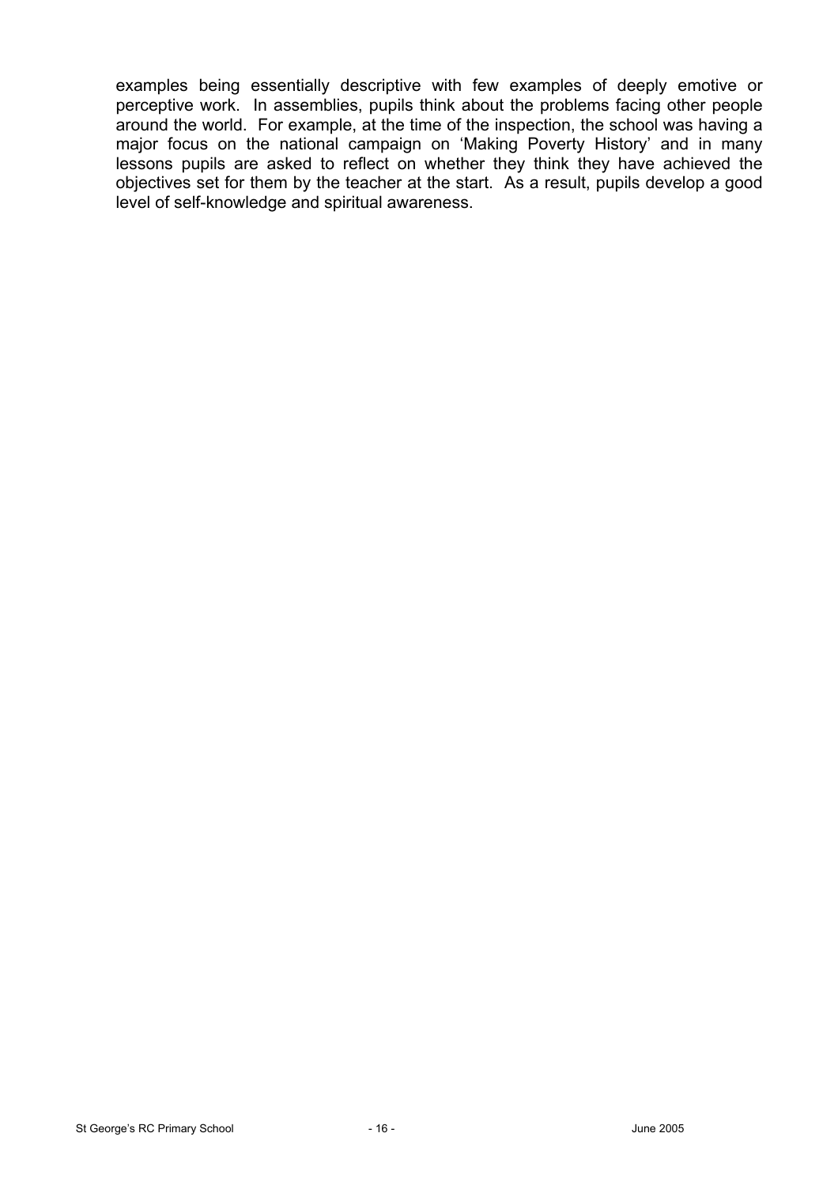examples being essentially descriptive with few examples of deeply emotive or perceptive work. In assemblies, pupils think about the problems facing other people around the world. For example, at the time of the inspection, the school was having a major focus on the national campaign on 'Making Poverty History' and in many lessons pupils are asked to reflect on whether they think they have achieved the objectives set for them by the teacher at the start. As a result, pupils develop a good level of self-knowledge and spiritual awareness.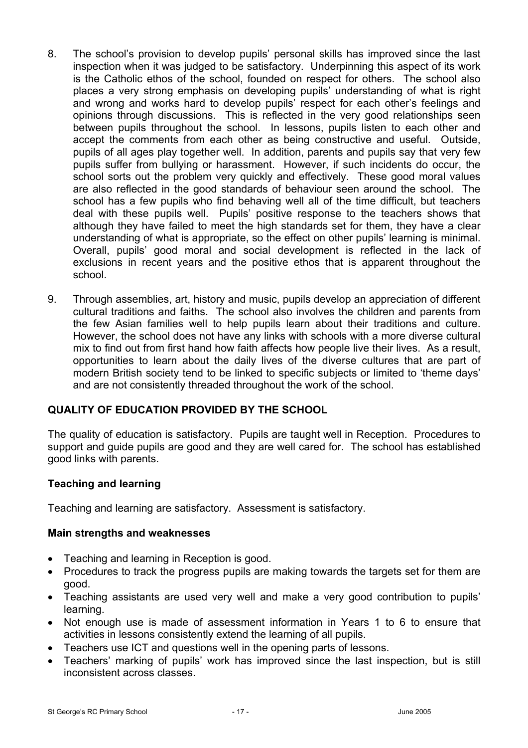8. The school's provision to develop pupils' personal skills has improved since the last inspection when it was judged to be satisfactory. Underpinning this aspect of its work is the Catholic ethos of the school, founded on respect for others. The school also places a very strong emphasis on developing pupils' understanding of what is right and wrong and works hard to develop pupils' respect for each other's feelings and opinions through discussions. This is reflected in the very good relationships seen between pupils throughout the school. In lessons, pupils listen to each other and accept the comments from each other as being constructive and useful. Outside, pupils of all ages play together well. In addition, parents and pupils say that very few pupils suffer from bullying or harassment. However, if such incidents do occur, the school sorts out the problem very quickly and effectively. These good moral values are also reflected in the good standards of behaviour seen around the school. The school has a few pupils who find behaving well all of the time difficult, but teachers deal with these pupils well. Pupils' positive response to the teachers shows that although they have failed to meet the high standards set for them, they have a clear understanding of what is appropriate, so the effect on other pupils' learning is minimal. Overall, pupils' good moral and social development is reflected in the lack of exclusions in recent years and the positive ethos that is apparent throughout the school.

9. Through assemblies, art, history and music, pupils develop an appreciation of different cultural traditions and faiths. The school also involves the children and parents from the few Asian families well to help pupils learn about their traditions and culture. However, the school does not have any links with schools with a more diverse cultural mix to find out from first hand how faith affects how people live their lives. As a result, opportunities to learn about the daily lives of the diverse cultures that are part of modern British society tend to be linked to specific subjects or limited to 'theme days' and are not consistently threaded throughout the work of the school.

## QUALITY OF EDUCATION PROVIDED BY THE SCHOOL

The quality of education is satisfactory. Pupils are taught well in Reception. Procedures to support and guide pupils are good and they are well cared for. The school has established good links with parents.

### Teaching and learning

Teaching and learning are satisfactory. Assessment is satisfactory.

### Main strengths and weaknesses

- Teaching and learning in Reception is good.
- Procedures to track the progress pupils are making towards the targets set for them are good.
- Teaching assistants are used very well and make a very good contribution to pupils' learning.
- Not enough use is made of assessment information in Years 1 to 6 to ensure that activities in lessons consistently extend the learning of all pupils.
- Teachers use ICT and questions well in the opening parts of lessons.
- Teachers' marking of pupils' work has improved since the last inspection, but is still inconsistent across classes.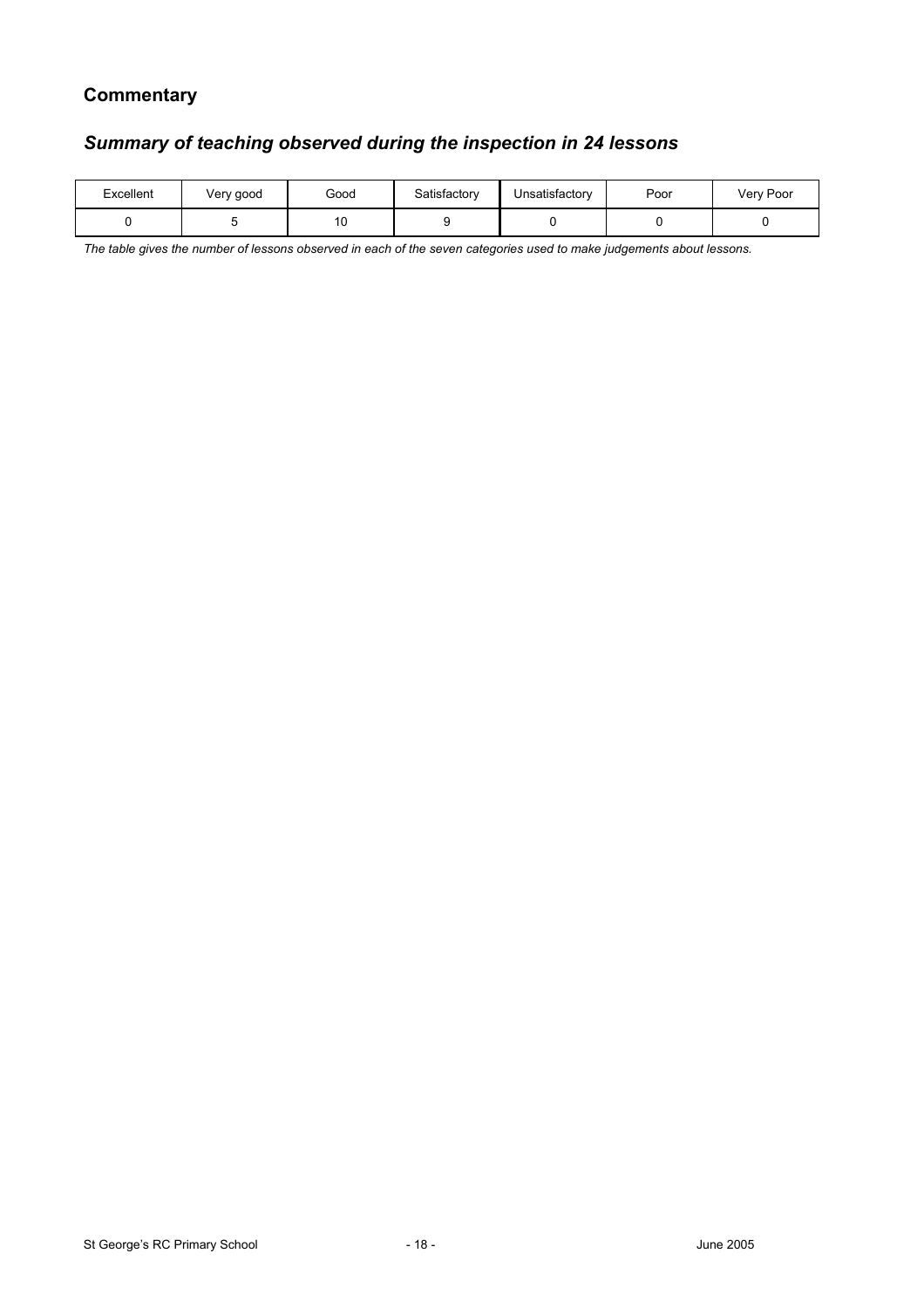## Commentary

### *Summary of teaching observed during the inspection in 24 lessons*

| Excellent | Very good | Good | Satisfactory | Unsatisfactory | Poor | Very Poor |
|---|---|---|---|---|---|---|
| 0 | 5 | 10 | 9 | 0 | 0 | 0 |

*The table gives the number of lessons observed in each of the seven categories used to make judgements about lessons.*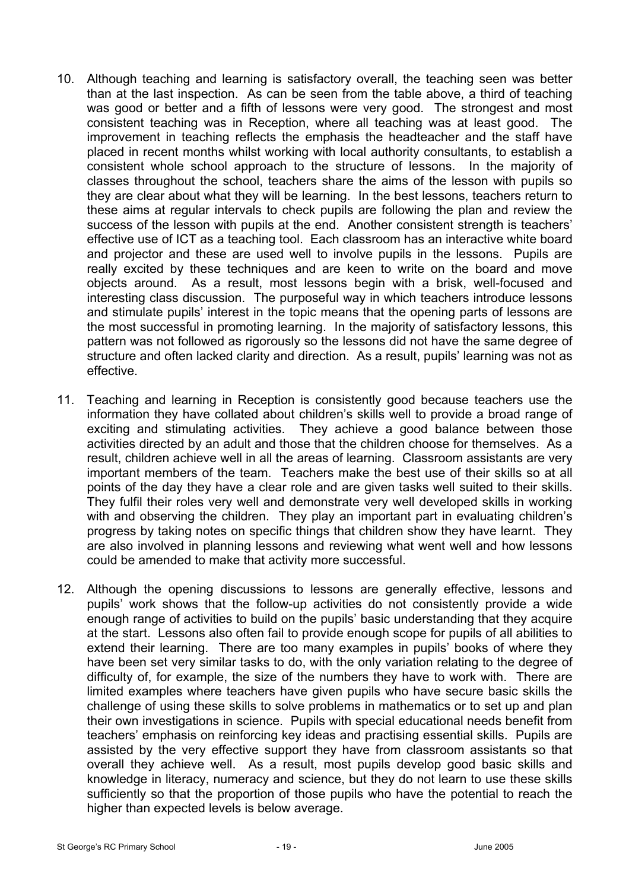10. Although teaching and learning is satisfactory overall, the teaching seen was better than at the last inspection. As can be seen from the table above, a third of teaching was good or better and a fifth of lessons were very good. The strongest and most consistent teaching was in Reception, where all teaching was at least good. The improvement in teaching reflects the emphasis the headteacher and the staff have placed in recent months whilst working with local authority consultants, to establish a consistent whole school approach to the structure of lessons. In the majority of classes throughout the school, teachers share the aims of the lesson with pupils so they are clear about what they will be learning. In the best lessons, teachers return to these aims at regular intervals to check pupils are following the plan and review the success of the lesson with pupils at the end. Another consistent strength is teachers' effective use of ICT as a teaching tool. Each classroom has an interactive white board and projector and these are used well to involve pupils in the lessons. Pupils are really excited by these techniques and are keen to write on the board and move objects around. As a result, most lessons begin with a brisk, well-focused and interesting class discussion. The purposeful way in which teachers introduce lessons and stimulate pupils' interest in the topic means that the opening parts of lessons are the most successful in promoting learning. In the majority of satisfactory lessons, this pattern was not followed as rigorously so the lessons did not have the same degree of structure and often lacked clarity and direction. As a result, pupils' learning was not as effective.

11. Teaching and learning in Reception is consistently good because teachers use the information they have collated about children's skills well to provide a broad range of exciting and stimulating activities. They achieve a good balance between those activities directed by an adult and those that the children choose for themselves. As a result, children achieve well in all the areas of learning. Classroom assistants are very important members of the team. Teachers make the best use of their skills so at all points of the day they have a clear role and are given tasks well suited to their skills. They fulfil their roles very well and demonstrate very well developed skills in working with and observing the children. They play an important part in evaluating children's progress by taking notes on specific things that children show they have learnt. They are also involved in planning lessons and reviewing what went well and how lessons could be amended to make that activity more successful.

12. Although the opening discussions to lessons are generally effective, lessons and pupils' work shows that the follow-up activities do not consistently provide a wide enough range of activities to build on the pupils' basic understanding that they acquire at the start. Lessons also often fail to provide enough scope for pupils of all abilities to extend their learning. There are too many examples in pupils' books of where they have been set very similar tasks to do, with the only variation relating to the degree of difficulty of, for example, the size of the numbers they have to work with. There are limited examples where teachers have given pupils who have secure basic skills the challenge of using these skills to solve problems in mathematics or to set up and plan their own investigations in science. Pupils with special educational needs benefit from teachers' emphasis on reinforcing key ideas and practising essential skills. Pupils are assisted by the very effective support they have from classroom assistants so that overall they achieve well. As a result, most pupils develop good basic skills and knowledge in literacy, numeracy and science, but they do not learn to use these skills sufficiently so that the proportion of those pupils who have the potential to reach the higher than expected levels is below average.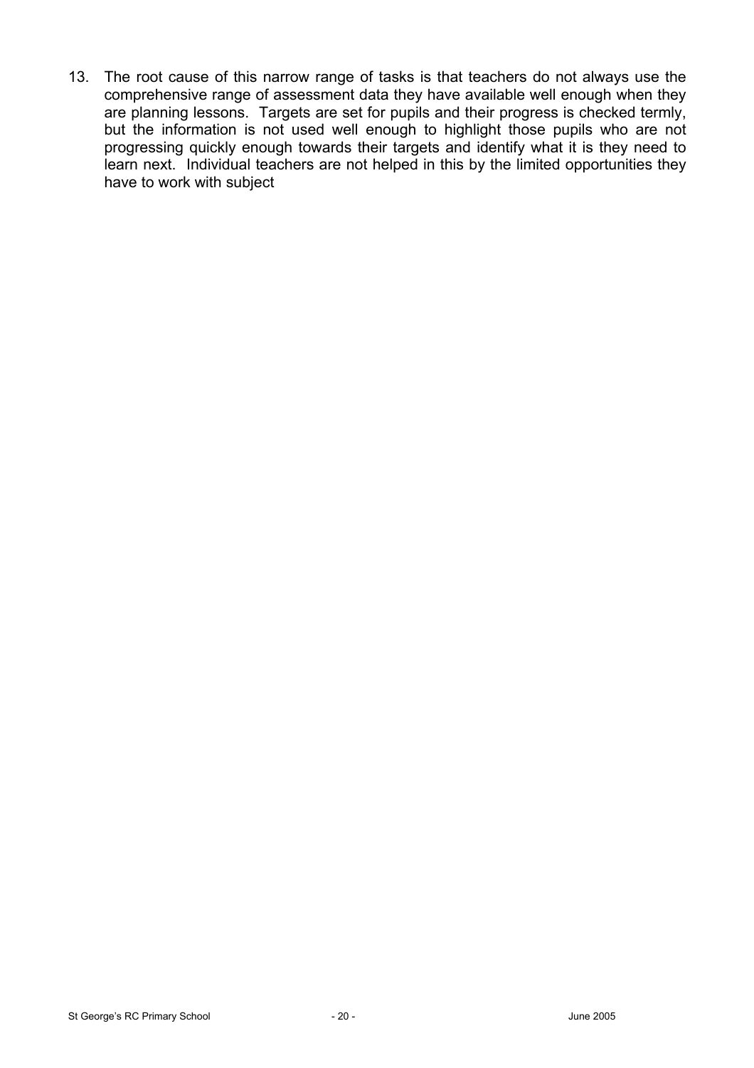13. The root cause of this narrow range of tasks is that teachers do not always use the comprehensive range of assessment data they have available well enough when they are planning lessons. Targets are set for pupils and their progress is checked termly, but the information is not used well enough to highlight those pupils who are not progressing quickly enough towards their targets and identify what it is they need to learn next. Individual teachers are not helped in this by the limited opportunities they have to work with subject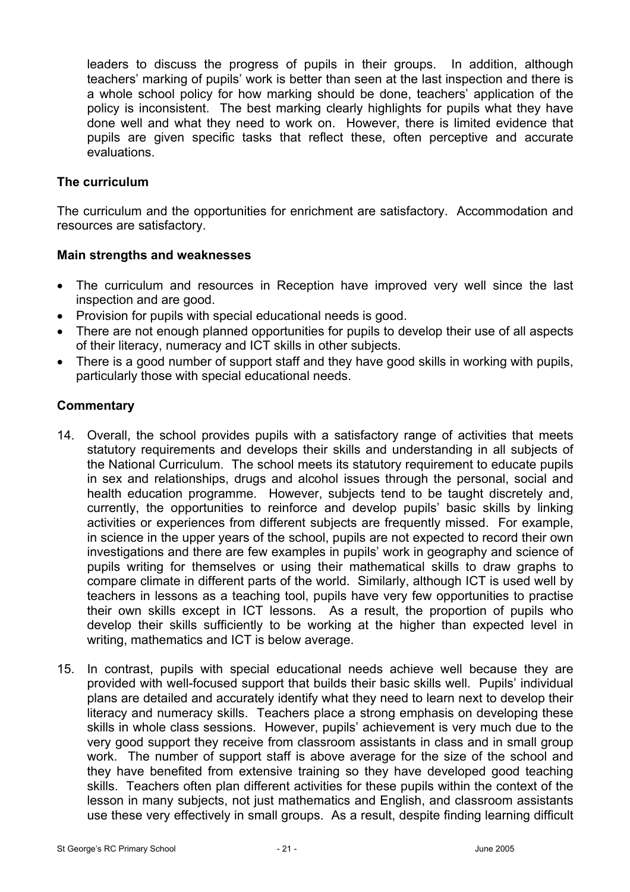leaders to discuss the progress of pupils in their groups. In addition, although teachers' marking of pupils' work is better than seen at the last inspection and there is a whole school policy for how marking should be done, teachers' application of the policy is inconsistent. The best marking clearly highlights for pupils what they have done well and what they need to work on. However, there is limited evidence that pupils are given specific tasks that reflect these, often perceptive and accurate evaluations.

### The curriculum

The curriculum and the opportunities for enrichment are satisfactory. Accommodation and resources are satisfactory.

### Main strengths and weaknesses

- The curriculum and resources in Reception have improved very well since the last inspection and are good.
- Provision for pupils with special educational needs is good.
- There are not enough planned opportunities for pupils to develop their use of all aspects of their literacy, numeracy and ICT skills in other subjects.
- There is a good number of support staff and they have good skills in working with pupils, particularly those with special educational needs.

### Commentary

14. Overall, the school provides pupils with a satisfactory range of activities that meets statutory requirements and develops their skills and understanding in all subjects of the National Curriculum. The school meets its statutory requirement to educate pupils in sex and relationships, drugs and alcohol issues through the personal, social and health education programme. However, subjects tend to be taught discretely and, currently, the opportunities to reinforce and develop pupils' basic skills by linking activities or experiences from different subjects are frequently missed. For example, in science in the upper years of the school, pupils are not expected to record their own investigations and there are few examples in pupils' work in geography and science of pupils writing for themselves or using their mathematical skills to draw graphs to compare climate in different parts of the world. Similarly, although ICT is used well by teachers in lessons as a teaching tool, pupils have very few opportunities to practise their own skills except in ICT lessons. As a result, the proportion of pupils who develop their skills sufficiently to be working at the higher than expected level in writing, mathematics and ICT is below average.

15. In contrast, pupils with special educational needs achieve well because they are provided with well-focused support that builds their basic skills well. Pupils' individual plans are detailed and accurately identify what they need to learn next to develop their literacy and numeracy skills. Teachers place a strong emphasis on developing these skills in whole class sessions. However, pupils' achievement is very much due to the very good support they receive from classroom assistants in class and in small group work. The number of support staff is above average for the size of the school and they have benefited from extensive training so they have developed good teaching skills. Teachers often plan different activities for these pupils within the context of the lesson in many subjects, not just mathematics and English, and classroom assistants use these very effectively in small groups. As a result, despite finding learning difficult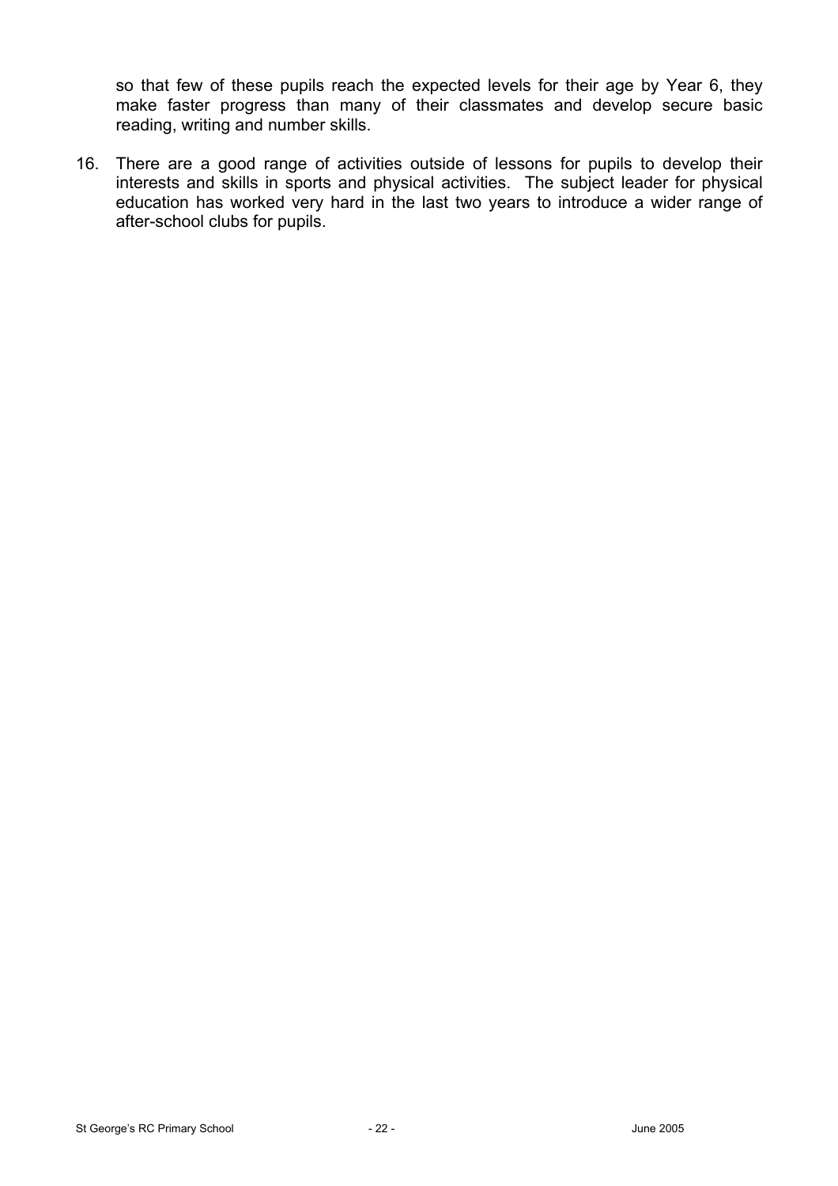so that few of these pupils reach the expected levels for their age by Year 6, they make faster progress than many of their classmates and develop secure basic reading, writing and number skills.

16. There are a good range of activities outside of lessons for pupils to develop their interests and skills in sports and physical activities. The subject leader for physical education has worked very hard in the last two years to introduce a wider range of after-school clubs for pupils.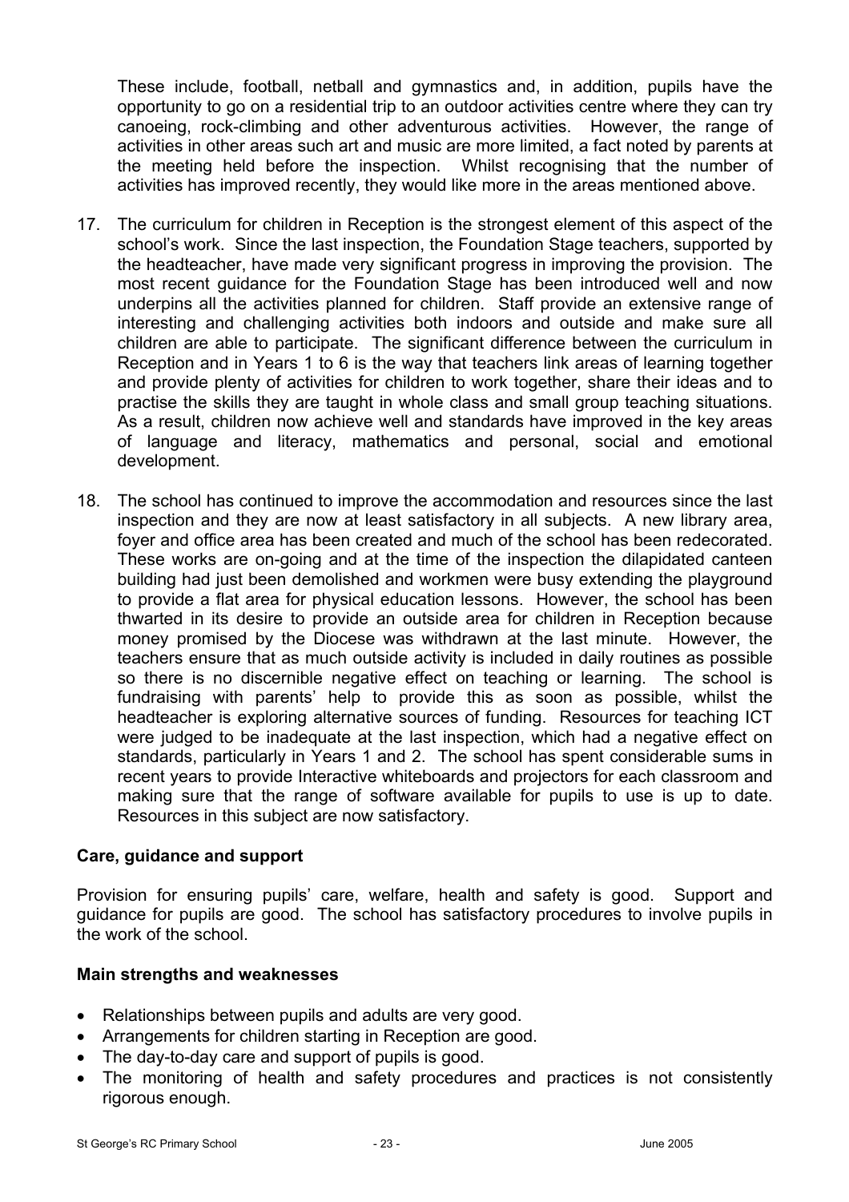These include, football, netball and gymnastics and, in addition, pupils have the opportunity to go on a residential trip to an outdoor activities centre where they can try canoeing, rock-climbing and other adventurous activities. However, the range of activities in other areas such art and music are more limited, a fact noted by parents at the meeting held before the inspection. Whilst recognising that the number of activities has improved recently, they would like more in the areas mentioned above.

17. The curriculum for children in Reception is the strongest element of this aspect of the school's work. Since the last inspection, the Foundation Stage teachers, supported by the headteacher, have made very significant progress in improving the provision. The most recent guidance for the Foundation Stage has been introduced well and now underpins all the activities planned for children. Staff provide an extensive range of interesting and challenging activities both indoors and outside and make sure all children are able to participate. The significant difference between the curriculum in Reception and in Years 1 to 6 is the way that teachers link areas of learning together and provide plenty of activities for children to work together, share their ideas and to practise the skills they are taught in whole class and small group teaching situations. As a result, children now achieve well and standards have improved in the key areas of language and literacy, mathematics and personal, social and emotional development.

18. The school has continued to improve the accommodation and resources since the last inspection and they are now at least satisfactory in all subjects. A new library area, foyer and office area has been created and much of the school has been redecorated. These works are on-going and at the time of the inspection the dilapidated canteen building had just been demolished and workmen were busy extending the playground to provide a flat area for physical education lessons. However, the school has been thwarted in its desire to provide an outside area for children in Reception because money promised by the Diocese was withdrawn at the last minute. However, the teachers ensure that as much outside activity is included in daily routines as possible so there is no discernible negative effect on teaching or learning. The school is fundraising with parents' help to provide this as soon as possible, whilst the headteacher is exploring alternative sources of funding. Resources for teaching ICT were judged to be inadequate at the last inspection, which had a negative effect on standards, particularly in Years 1 and 2. The school has spent considerable sums in recent years to provide Interactive whiteboards and projectors for each classroom and making sure that the range of software available for pupils to use is up to date. Resources in this subject are now satisfactory.

### Care, guidance and support

Provision for ensuring pupils' care, welfare, health and safety is good. Support and guidance for pupils are good. The school has satisfactory procedures to involve pupils in the work of the school.

### Main strengths and weaknesses

- Relationships between pupils and adults are very good.
- Arrangements for children starting in Reception are good.
- The day-to-day care and support of pupils is good.
- The monitoring of health and safety procedures and practices is not consistently rigorous enough.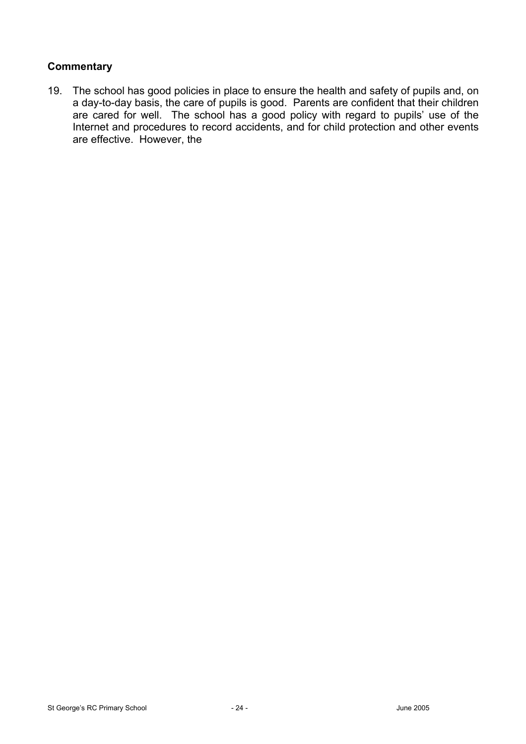### Commentary

19. The school has good policies in place to ensure the health and safety of pupils and, on a day-to-day basis, the care of pupils is good. Parents are confident that their children are cared for well. The school has a good policy with regard to pupils' use of the Internet and procedures to record accidents, and for child protection and other events are effective. However, the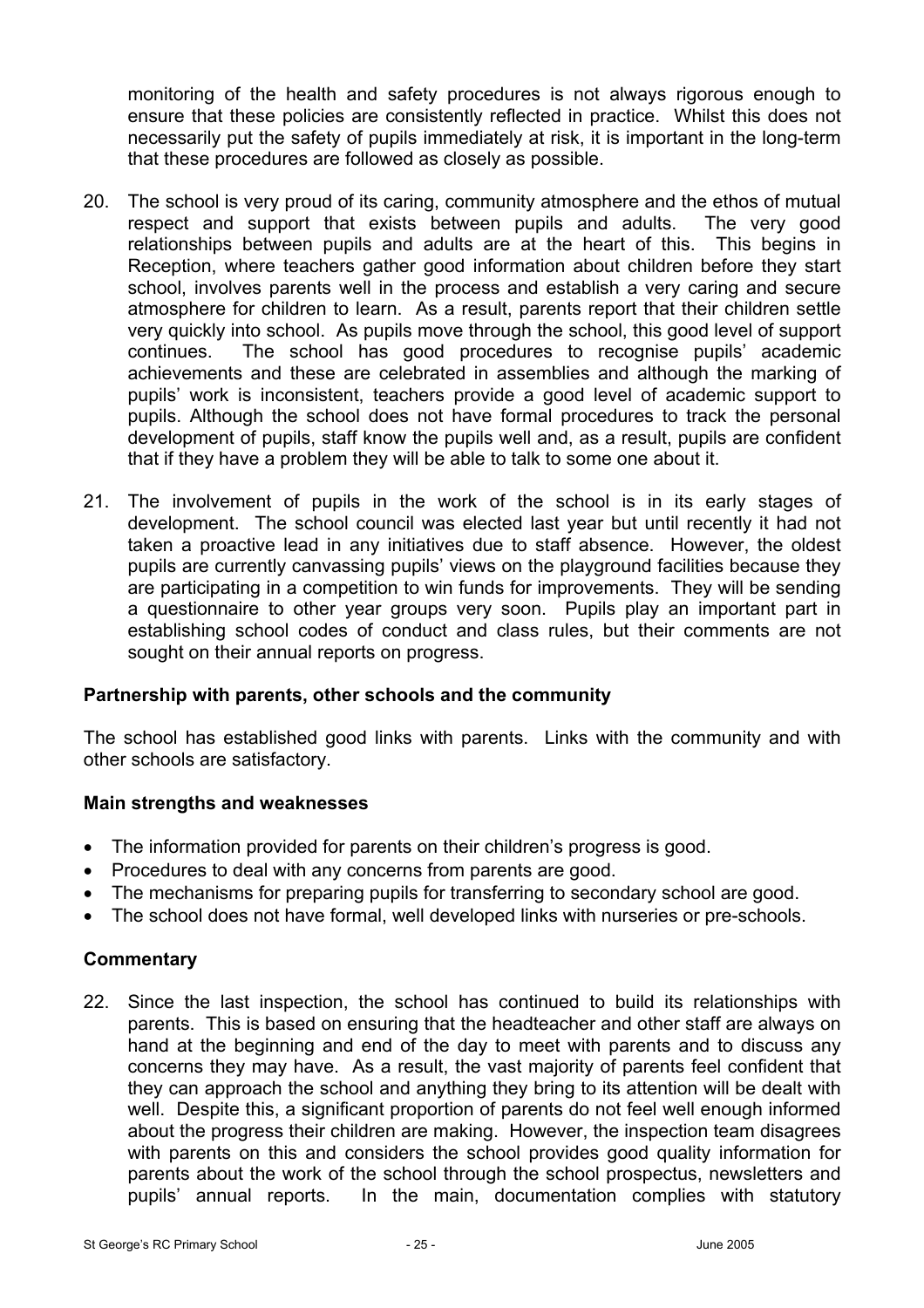monitoring of the health and safety procedures is not always rigorous enough to ensure that these policies are consistently reflected in practice. Whilst this does not necessarily put the safety of pupils immediately at risk, it is important in the long-term that these procedures are followed as closely as possible.

20. The school is very proud of its caring, community atmosphere and the ethos of mutual respect and support that exists between pupils and adults. The very good relationships between pupils and adults are at the heart of this. This begins in Reception, where teachers gather good information about children before they start school, involves parents well in the process and establish a very caring and secure atmosphere for children to learn. As a result, parents report that their children settle very quickly into school. As pupils move through the school, this good level of support continues. The school has good procedures to recognise pupils' academic achievements and these are celebrated in assemblies and although the marking of pupils' work is inconsistent, teachers provide a good level of academic support to pupils. Although the school does not have formal procedures to track the personal development of pupils, staff know the pupils well and, as a result, pupils are confident that if they have a problem they will be able to talk to some one about it.

21. The involvement of pupils in the work of the school is in its early stages of development. The school council was elected last year but until recently it had not taken a proactive lead in any initiatives due to staff absence. However, the oldest pupils are currently canvassing pupils' views on the playground facilities because they are participating in a competition to win funds for improvements. They will be sending a questionnaire to other year groups very soon. Pupils play an important part in establishing school codes of conduct and class rules, but their comments are not sought on their annual reports on progress.

### Partnership with parents, other schools and the community

The school has established good links with parents. Links with the community and with other schools are satisfactory.

### Main strengths and weaknesses

- The information provided for parents on their children's progress is good.
- Procedures to deal with any concerns from parents are good.
- The mechanisms for preparing pupils for transferring to secondary school are good.
- The school does not have formal, well developed links with nurseries or pre-schools.

### Commentary

22. Since the last inspection, the school has continued to build its relationships with parents. This is based on ensuring that the headteacher and other staff are always on hand at the beginning and end of the day to meet with parents and to discuss any concerns they may have. As a result, the vast majority of parents feel confident that they can approach the school and anything they bring to its attention will be dealt with well. Despite this, a significant proportion of parents do not feel well enough informed about the progress their children are making. However, the inspection team disagrees with parents on this and considers the school provides good quality information for parents about the work of the school through the school prospectus, newsletters and pupils' annual reports. In the main, documentation complies with statutory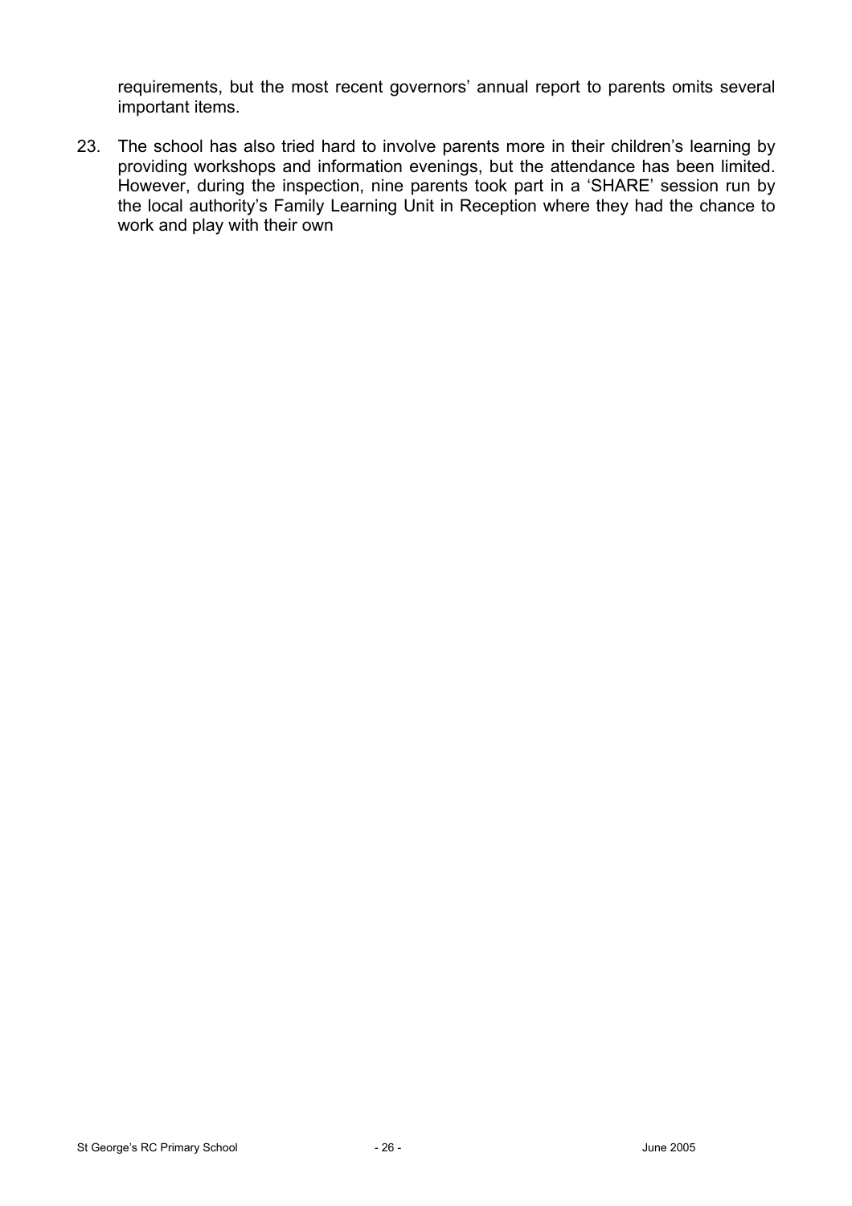requirements, but the most recent governors' annual report to parents omits several important items.

23. The school has also tried hard to involve parents more in their children's learning by providing workshops and information evenings, but the attendance has been limited. However, during the inspection, nine parents took part in a 'SHARE' session run by the local authority's Family Learning Unit in Reception where they had the chance to work and play with their own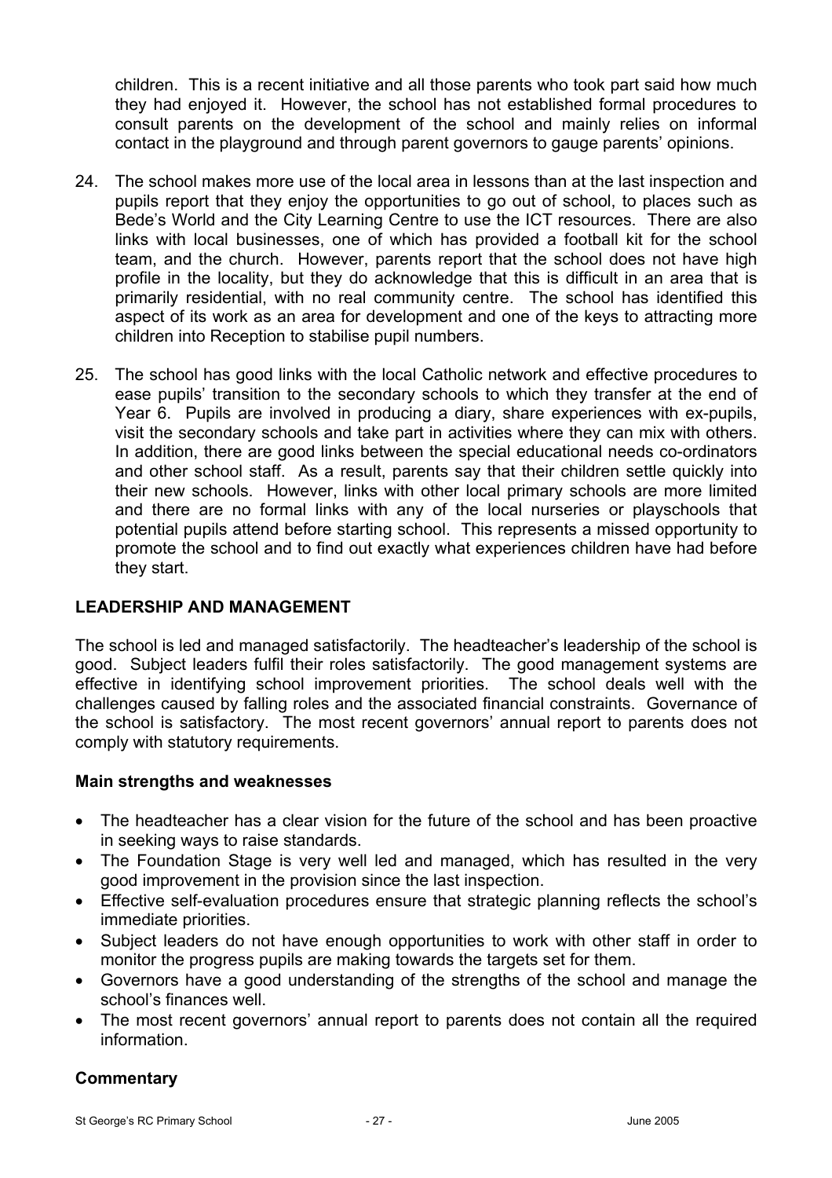children. This is a recent initiative and all those parents who took part said how much they had enjoyed it. However, the school has not established formal procedures to consult parents on the development of the school and mainly relies on informal contact in the playground and through parent governors to gauge parents' opinions.

24. The school makes more use of the local area in lessons than at the last inspection and pupils report that they enjoy the opportunities to go out of school, to places such as Bede's World and the City Learning Centre to use the ICT resources. There are also links with local businesses, one of which has provided a football kit for the school team, and the church. However, parents report that the school does not have high profile in the locality, but they do acknowledge that this is difficult in an area that is primarily residential, with no real community centre. The school has identified this aspect of its work as an area for development and one of the keys to attracting more children into Reception to stabilise pupil numbers.

25. The school has good links with the local Catholic network and effective procedures to ease pupils' transition to the secondary schools to which they transfer at the end of Year 6. Pupils are involved in producing a diary, share experiences with ex-pupils, visit the secondary schools and take part in activities where they can mix with others. In addition, there are good links between the special educational needs co-ordinators and other school staff. As a result, parents say that their children settle quickly into their new schools. However, links with other local primary schools are more limited and there are no formal links with any of the local nurseries or playschools that potential pupils attend before starting school. This represents a missed opportunity to promote the school and to find out exactly what experiences children have had before they start.

## LEADERSHIP AND MANAGEMENT

The school is led and managed satisfactorily. The headteacher's leadership of the school is good. Subject leaders fulfil their roles satisfactorily. The good management systems are effective in identifying school improvement priorities. The school deals well with the challenges caused by falling roles and the associated financial constraints. Governance of the school is satisfactory. The most recent governors' annual report to parents does not comply with statutory requirements.

### Main strengths and weaknesses

- The headteacher has a clear vision for the future of the school and has been proactive in seeking ways to raise standards.
- The Foundation Stage is very well led and managed, which has resulted in the very good improvement in the provision since the last inspection.
- Effective self-evaluation procedures ensure that strategic planning reflects the school's immediate priorities.
- Subject leaders do not have enough opportunities to work with other staff in order to monitor the progress pupils are making towards the targets set for them.
- Governors have a good understanding of the strengths of the school and manage the school's finances well.
- The most recent governors' annual report to parents does not contain all the required information.

### Commentary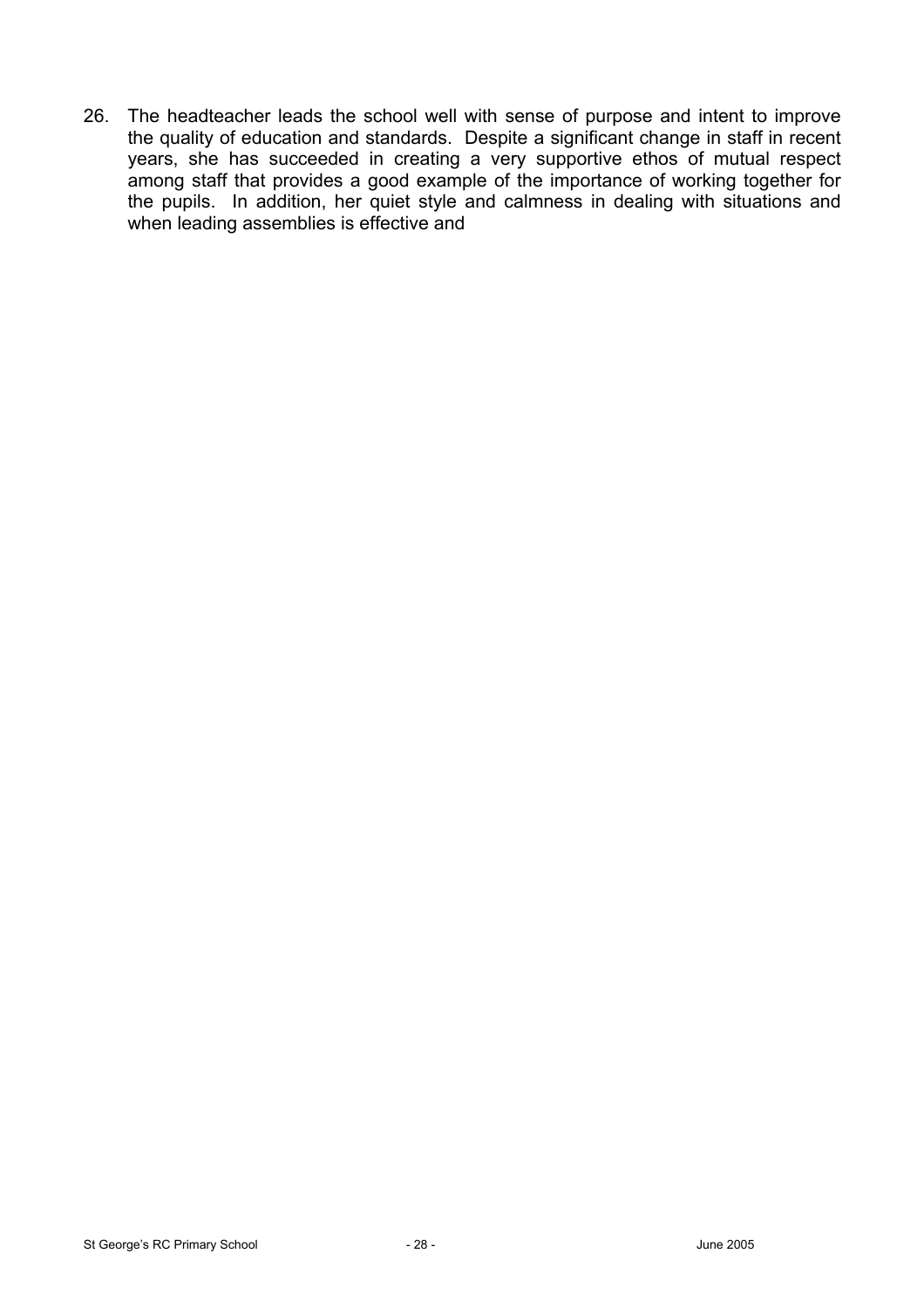26. The headteacher leads the school well with sense of purpose and intent to improve the quality of education and standards. Despite a significant change in staff in recent years, she has succeeded in creating a very supportive ethos of mutual respect among staff that provides a good example of the importance of working together for the pupils. In addition, her quiet style and calmness in dealing with situations and when leading assemblies is effective and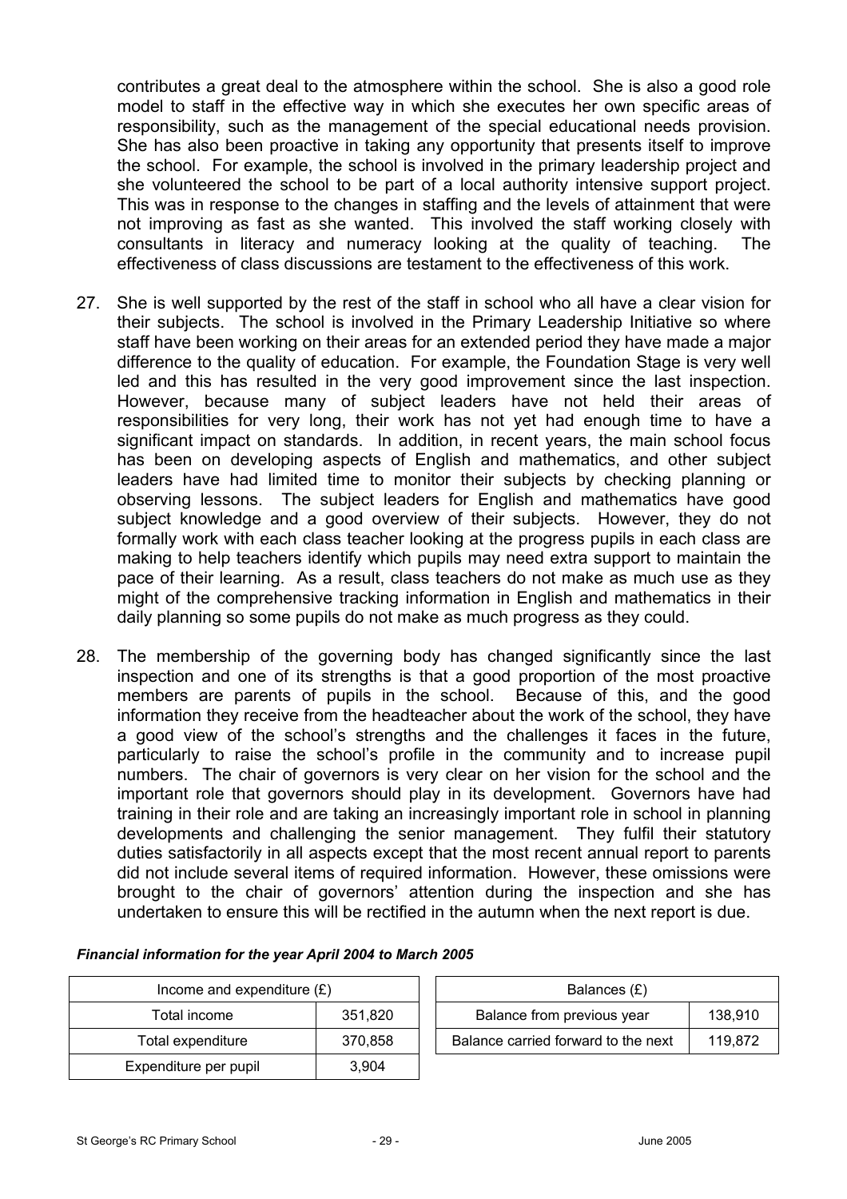contributes a great deal to the atmosphere within the school. She is also a good role model to staff in the effective way in which she executes her own specific areas of responsibility, such as the management of the special educational needs provision. She has also been proactive in taking any opportunity that presents itself to improve the school. For example, the school is involved in the primary leadership project and she volunteered the school to be part of a local authority intensive support project. This was in response to the changes in staffing and the levels of attainment that were not improving as fast as she wanted. This involved the staff working closely with consultants in literacy and numeracy looking at the quality of teaching. The effectiveness of class discussions are testament to the effectiveness of this work.

27. She is well supported by the rest of the staff in school who all have a clear vision for their subjects. The school is involved in the Primary Leadership Initiative so where staff have been working on their areas for an extended period they have made a major difference to the quality of education. For example, the Foundation Stage is very well led and this has resulted in the very good improvement since the last inspection. However, because many of subject leaders have not held their areas of responsibilities for very long, their work has not yet had enough time to have a significant impact on standards. In addition, in recent years, the main school focus has been on developing aspects of English and mathematics, and other subject leaders have had limited time to monitor their subjects by checking planning or observing lessons. The subject leaders for English and mathematics have good subject knowledge and a good overview of their subjects. However, they do not formally work with each class teacher looking at the progress pupils in each class are making to help teachers identify which pupils may need extra support to maintain the pace of their learning. As a result, class teachers do not make as much use as they might of the comprehensive tracking information in English and mathematics in their daily planning so some pupils do not make as much progress as they could.

28. The membership of the governing body has changed significantly since the last inspection and one of its strengths is that a good proportion of the most proactive members are parents of pupils in the school. Because of this, and the good information they receive from the headteacher about the work of the school, they have a good view of the school's strengths and the challenges it faces in the future, particularly to raise the school's profile in the community and to increase pupil numbers. The chair of governors is very clear on her vision for the school and the important role that governors should play in its development. Governors have had training in their role and are taking an increasingly important role in school in planning developments and challenging the senior management. They fulfil their statutory duties satisfactorily in all aspects except that the most recent annual report to parents did not include several items of required information. However, these omissions were brought to the chair of governors' attention during the inspection and she has undertaken to ensure this will be rectified in the autumn when the next report is due.

***Financial information for the year April 2004 to March 2005***

| Income and expenditure (£) | |
|---|---|
| Total income | 351,820 |
| Total expenditure | 370,858 |
| Expenditure per pupil | 3,904 |

| Balances (£) | |
|---|---|
| Balance from previous year | 138,910 |
| Balance carried forward to the next | 119,872 |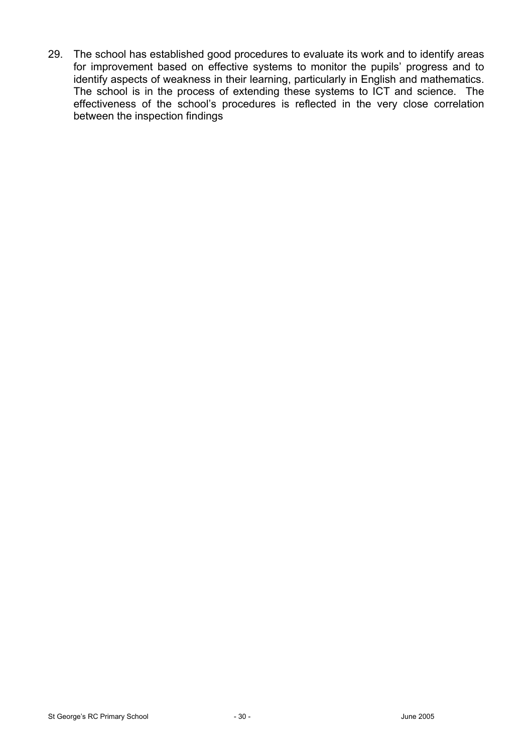29. The school has established good procedures to evaluate its work and to identify areas for improvement based on effective systems to monitor the pupils' progress and to identify aspects of weakness in their learning, particularly in English and mathematics. The school is in the process of extending these systems to ICT and science. The effectiveness of the school's procedures is reflected in the very close correlation between the inspection findings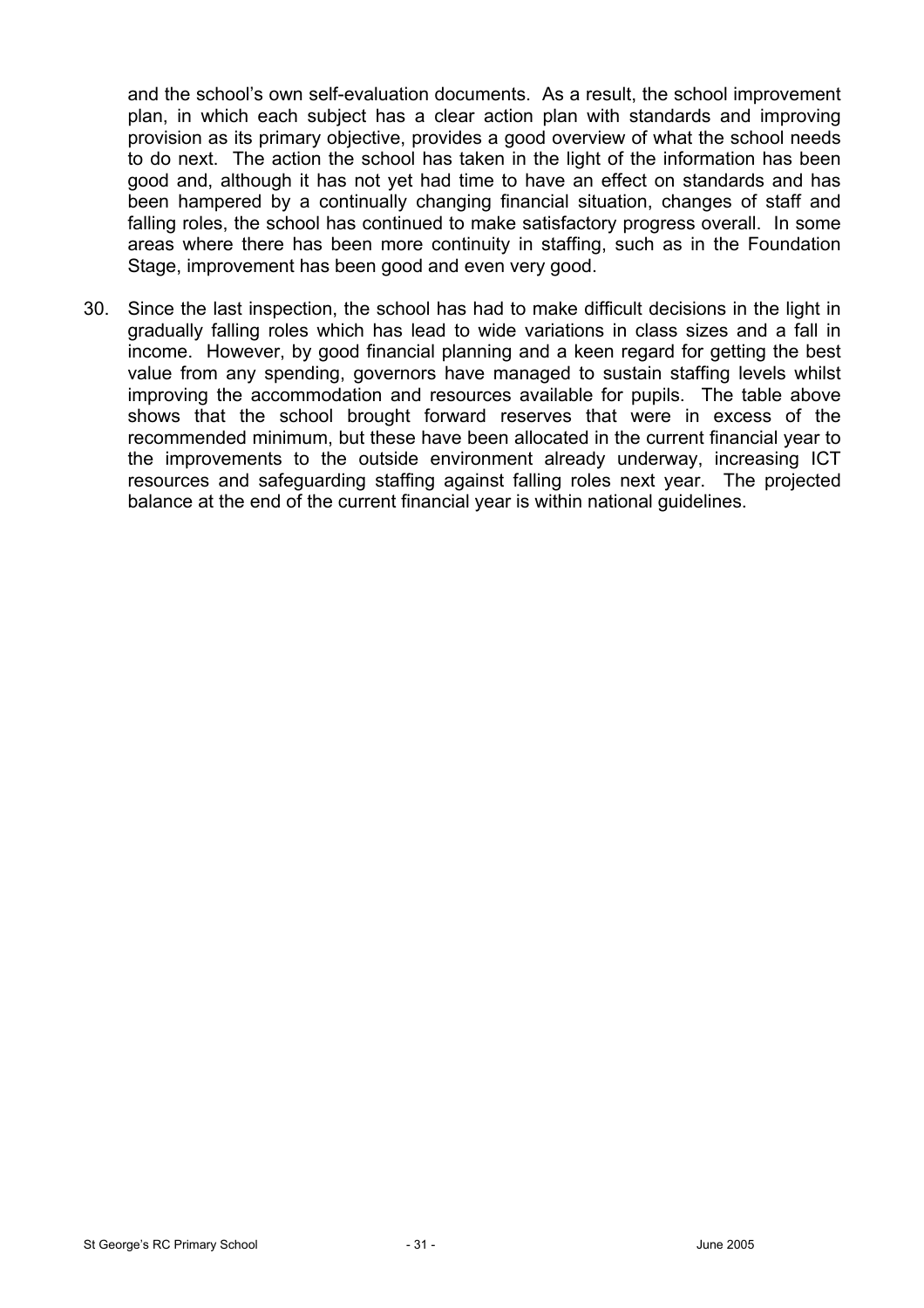and the school's own self-evaluation documents. As a result, the school improvement plan, in which each subject has a clear action plan with standards and improving provision as its primary objective, provides a good overview of what the school needs to do next. The action the school has taken in the light of the information has been good and, although it has not yet had time to have an effect on standards and has been hampered by a continually changing financial situation, changes of staff and falling roles, the school has continued to make satisfactory progress overall. In some areas where there has been more continuity in staffing, such as in the Foundation Stage, improvement has been good and even very good.

30. Since the last inspection, the school has had to make difficult decisions in the light in gradually falling roles which has lead to wide variations in class sizes and a fall in income. However, by good financial planning and a keen regard for getting the best value from any spending, governors have managed to sustain staffing levels whilst improving the accommodation and resources available for pupils. The table above shows that the school brought forward reserves that were in excess of the recommended minimum, but these have been allocated in the current financial year to the improvements to the outside environment already underway, increasing ICT resources and safeguarding staffing against falling roles next year. The projected balance at the end of the current financial year is within national guidelines.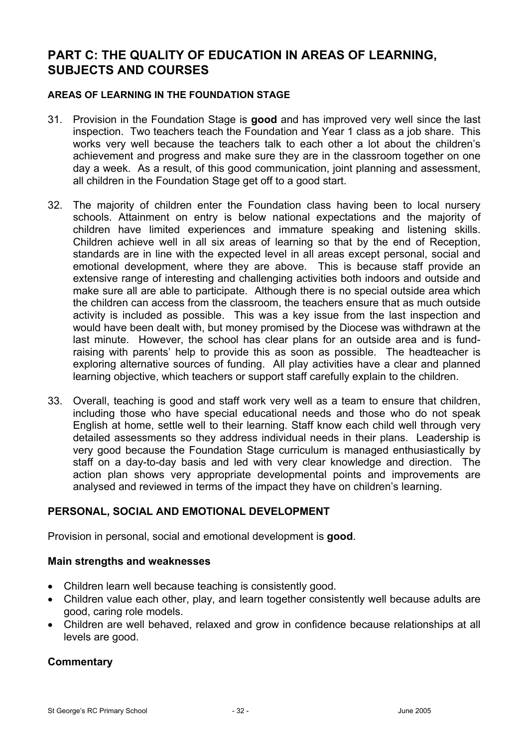## PART C: THE QUALITY OF EDUCATION IN AREAS OF LEARNING, SUBJECTS AND COURSES

### AREAS OF LEARNING IN THE FOUNDATION STAGE

31. Provision in the Foundation Stage is **good** and has improved very well since the last inspection. Two teachers teach the Foundation and Year 1 class as a job share. This works very well because the teachers talk to each other a lot about the children's achievement and progress and make sure they are in the classroom together on one day a week. As a result, of this good communication, joint planning and assessment, all children in the Foundation Stage get off to a good start.

32. The majority of children enter the Foundation class having been to local nursery schools. Attainment on entry is below national expectations and the majority of children have limited experiences and immature speaking and listening skills. Children achieve well in all six areas of learning so that by the end of Reception, standards are in line with the expected level in all areas except personal, social and emotional development, where they are above. This is because staff provide an extensive range of interesting and challenging activities both indoors and outside and make sure all are able to participate. Although there is no special outside area which the children can access from the classroom, the teachers ensure that as much outside activity is included as possible. This was a key issue from the last inspection and would have been dealt with, but money promised by the Diocese was withdrawn at the last minute. However, the school has clear plans for an outside area and is fund-raising with parents' help to provide this as soon as possible. The headteacher is exploring alternative sources of funding. All play activities have a clear and planned learning objective, which teachers or support staff carefully explain to the children.

33. Overall, teaching is good and staff work very well as a team to ensure that children, including those who have special educational needs and those who do not speak English at home, settle well to their learning. Staff know each child well through very detailed assessments so they address individual needs in their plans. Leadership is very good because the Foundation Stage curriculum is managed enthusiastically by staff on a day-to-day basis and led with very clear knowledge and direction. The action plan shows very appropriate developmental points and improvements are analysed and reviewed in terms of the impact they have on children's learning.

### PERSONAL, SOCIAL AND EMOTIONAL DEVELOPMENT

Provision in personal, social and emotional development is **good**.

#### Main strengths and weaknesses

- Children learn well because teaching is consistently good.
- Children value each other, play, and learn together consistently well because adults are good, caring role models.
- Children are well behaved, relaxed and grow in confidence because relationships at all levels are good.

#### Commentary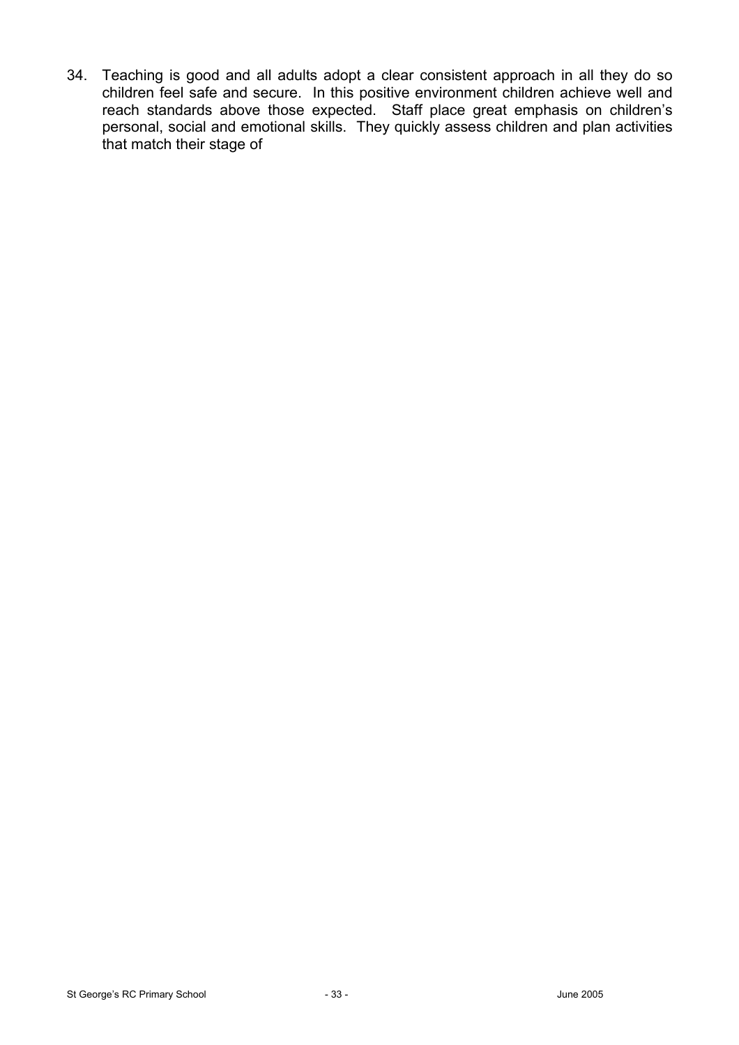34. Teaching is good and all adults adopt a clear consistent approach in all they do so children feel safe and secure. In this positive environment children achieve well and reach standards above those expected. Staff place great emphasis on children's personal, social and emotional skills. They quickly assess children and plan activities that match their stage of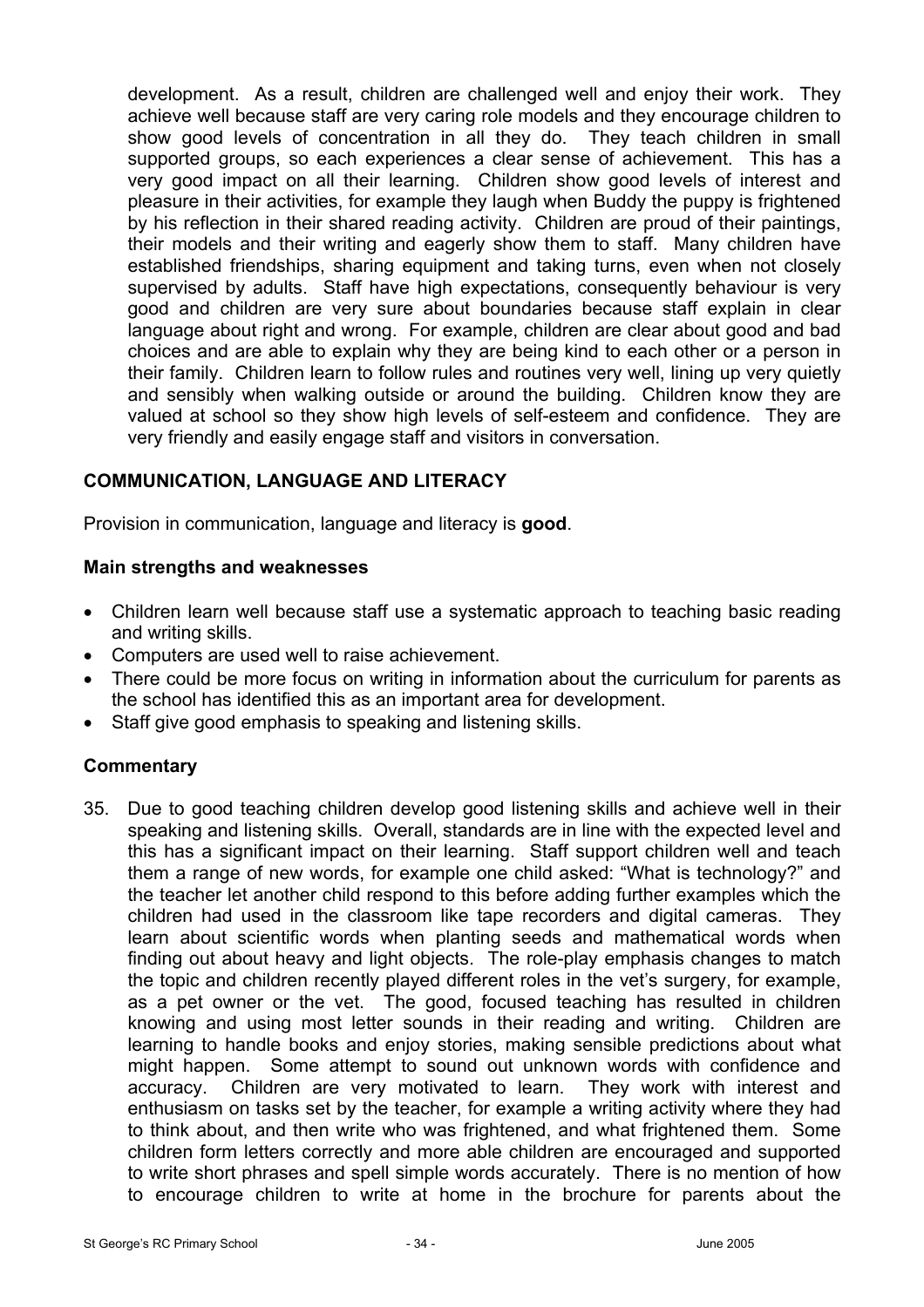development. As a result, children are challenged well and enjoy their work. They achieve well because staff are very caring role models and they encourage children to show good levels of concentration in all they do. They teach children in small supported groups, so each experiences a clear sense of achievement. This has a very good impact on all their learning. Children show good levels of interest and pleasure in their activities, for example they laugh when Buddy the puppy is frightened by his reflection in their shared reading activity. Children are proud of their paintings, their models and their writing and eagerly show them to staff. Many children have established friendships, sharing equipment and taking turns, even when not closely supervised by adults. Staff have high expectations, consequently behaviour is very good and children are very sure about boundaries because staff explain in clear language about right and wrong. For example, children are clear about good and bad choices and are able to explain why they are being kind to each other or a person in their family. Children learn to follow rules and routines very well, lining up very quietly and sensibly when walking outside or around the building. Children know they are valued at school so they show high levels of self-esteem and confidence. They are very friendly and easily engage staff and visitors in conversation.

## COMMUNICATION, LANGUAGE AND LITERACY

Provision in communication, language and literacy is **good**.

### Main strengths and weaknesses

- Children learn well because staff use a systematic approach to teaching basic reading and writing skills.
- Computers are used well to raise achievement.
- There could be more focus on writing in information about the curriculum for parents as the school has identified this as an important area for development.
- Staff give good emphasis to speaking and listening skills.

### Commentary

35. Due to good teaching children develop good listening skills and achieve well in their speaking and listening skills. Overall, standards are in line with the expected level and this has a significant impact on their learning. Staff support children well and teach them a range of new words, for example one child asked: "What is technology?" and the teacher let another child respond to this before adding further examples which the children had used in the classroom like tape recorders and digital cameras. They learn about scientific words when planting seeds and mathematical words when finding out about heavy and light objects. The role-play emphasis changes to match the topic and children recently played different roles in the vet's surgery, for example, as a pet owner or the vet. The good, focused teaching has resulted in children knowing and using most letter sounds in their reading and writing. Children are learning to handle books and enjoy stories, making sensible predictions about what might happen. Some attempt to sound out unknown words with confidence and accuracy. Children are very motivated to learn. They work with interest and enthusiasm on tasks set by the teacher, for example a writing activity where they had to think about, and then write who was frightened, and what frightened them. Some children form letters correctly and more able children are encouraged and supported to write short phrases and spell simple words accurately. There is no mention of how to encourage children to write at home in the brochure for parents about the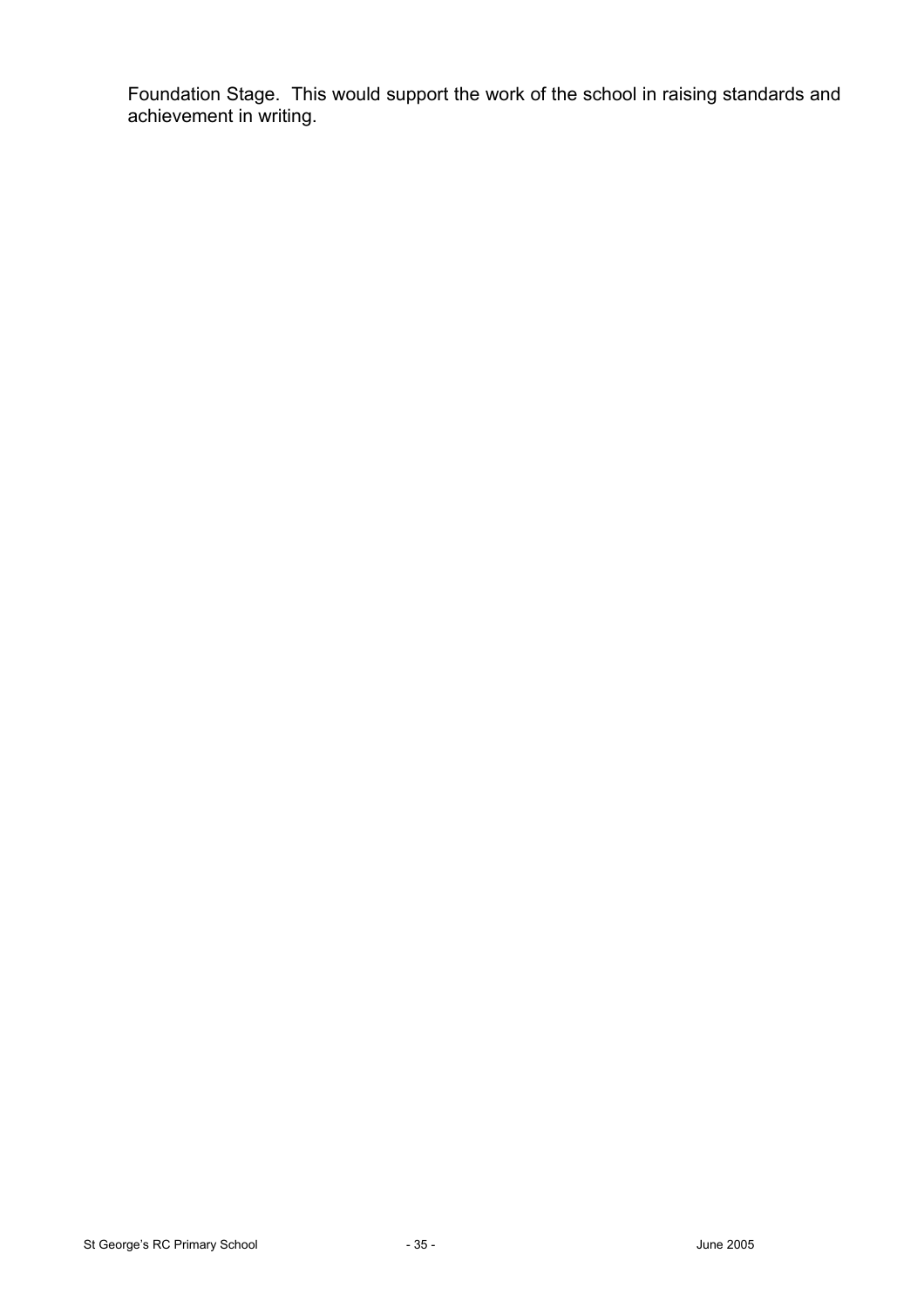Foundation Stage. This would support the work of the school in raising standards and achievement in writing.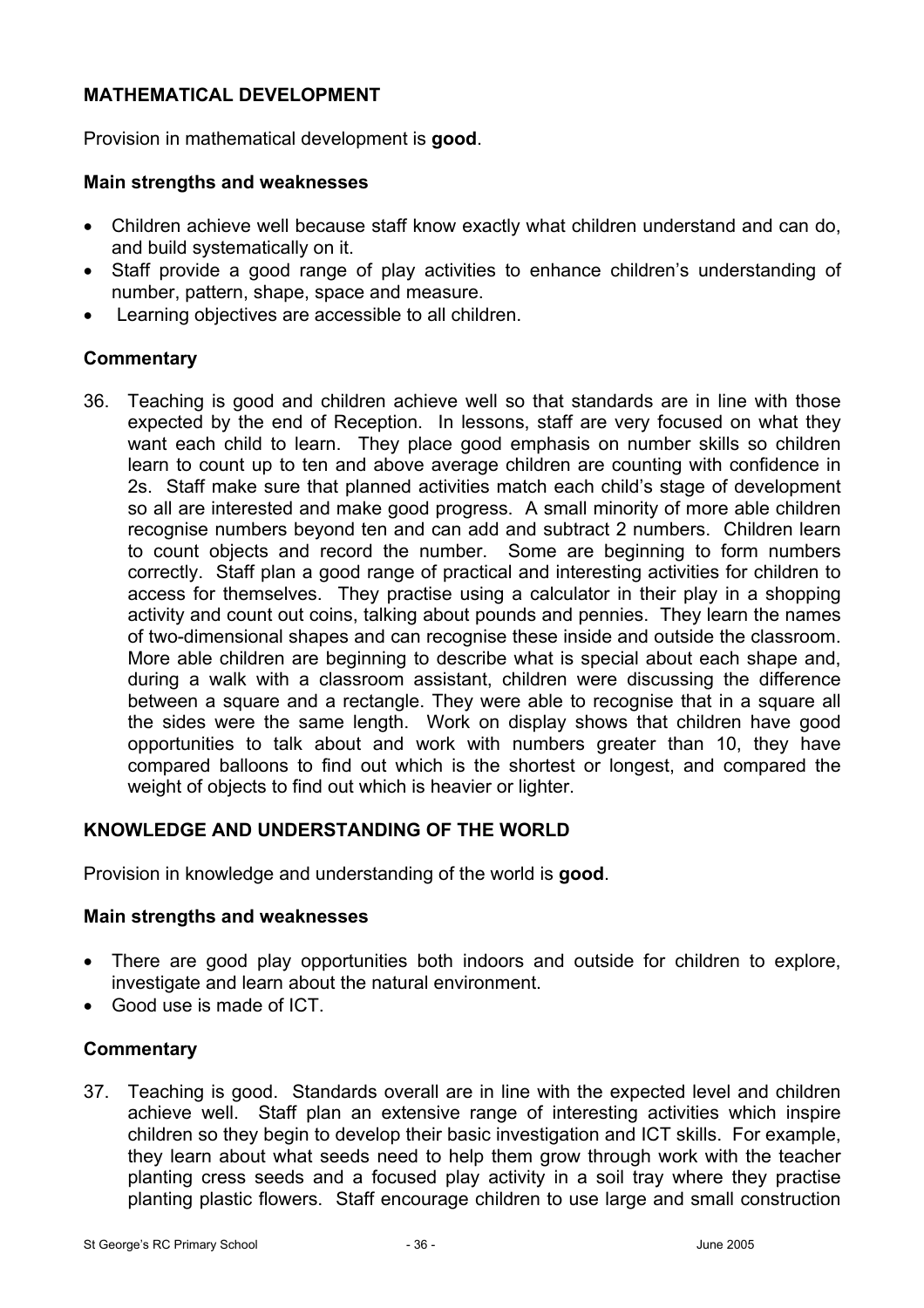## MATHEMATICAL DEVELOPMENT

Provision in mathematical development is **good**.

### Main strengths and weaknesses

- Children achieve well because staff know exactly what children understand and can do, and build systematically on it.
- Staff provide a good range of play activities to enhance children's understanding of number, pattern, shape, space and measure.
- Learning objectives are accessible to all children.

### Commentary

36. Teaching is good and children achieve well so that standards are in line with those expected by the end of Reception. In lessons, staff are very focused on what they want each child to learn. They place good emphasis on number skills so children learn to count up to ten and above average children are counting with confidence in 2s. Staff make sure that planned activities match each child's stage of development so all are interested and make good progress. A small minority of more able children recognise numbers beyond ten and can add and subtract 2 numbers. Children learn to count objects and record the number. Some are beginning to form numbers correctly. Staff plan a good range of practical and interesting activities for children to access for themselves. They practise using a calculator in their play in a shopping activity and count out coins, talking about pounds and pennies. They learn the names of two-dimensional shapes and can recognise these inside and outside the classroom. More able children are beginning to describe what is special about each shape and, during a walk with a classroom assistant, children were discussing the difference between a square and a rectangle. They were able to recognise that in a square all the sides were the same length. Work on display shows that children have good opportunities to talk about and work with numbers greater than 10, they have compared balloons to find out which is the shortest or longest, and compared the weight of objects to find out which is heavier or lighter.

## KNOWLEDGE AND UNDERSTANDING OF THE WORLD

Provision in knowledge and understanding of the world is **good**.

### Main strengths and weaknesses

- There are good play opportunities both indoors and outside for children to explore, investigate and learn about the natural environment.
- Good use is made of ICT.

### Commentary

37. Teaching is good. Standards overall are in line with the expected level and children achieve well. Staff plan an extensive range of interesting activities which inspire children so they begin to develop their basic investigation and ICT skills. For example, they learn about what seeds need to help them grow through work with the teacher planting cress seeds and a focused play activity in a soil tray where they practise planting plastic flowers. Staff encourage children to use large and small construction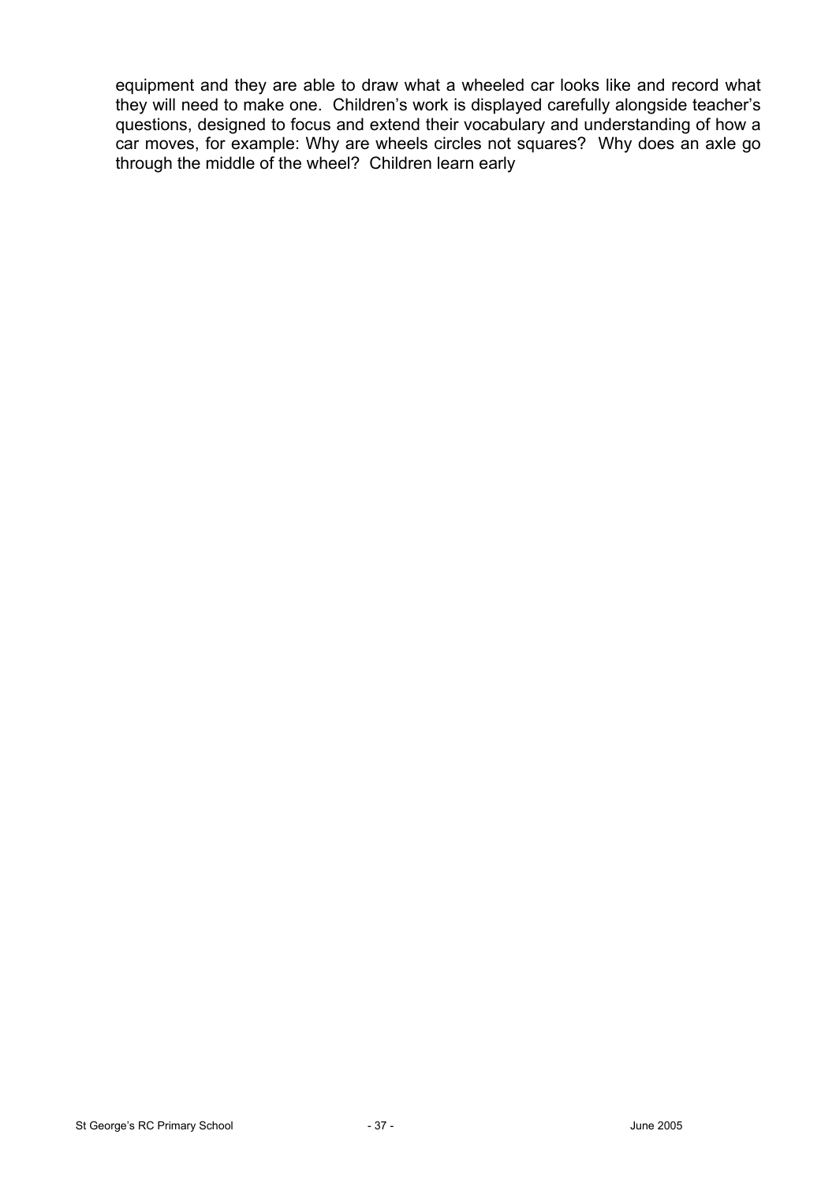equipment and they are able to draw what a wheeled car looks like and record what they will need to make one. Children's work is displayed carefully alongside teacher's questions, designed to focus and extend their vocabulary and understanding of how a car moves, for example: Why are wheels circles not squares? Why does an axle go through the middle of the wheel? Children learn early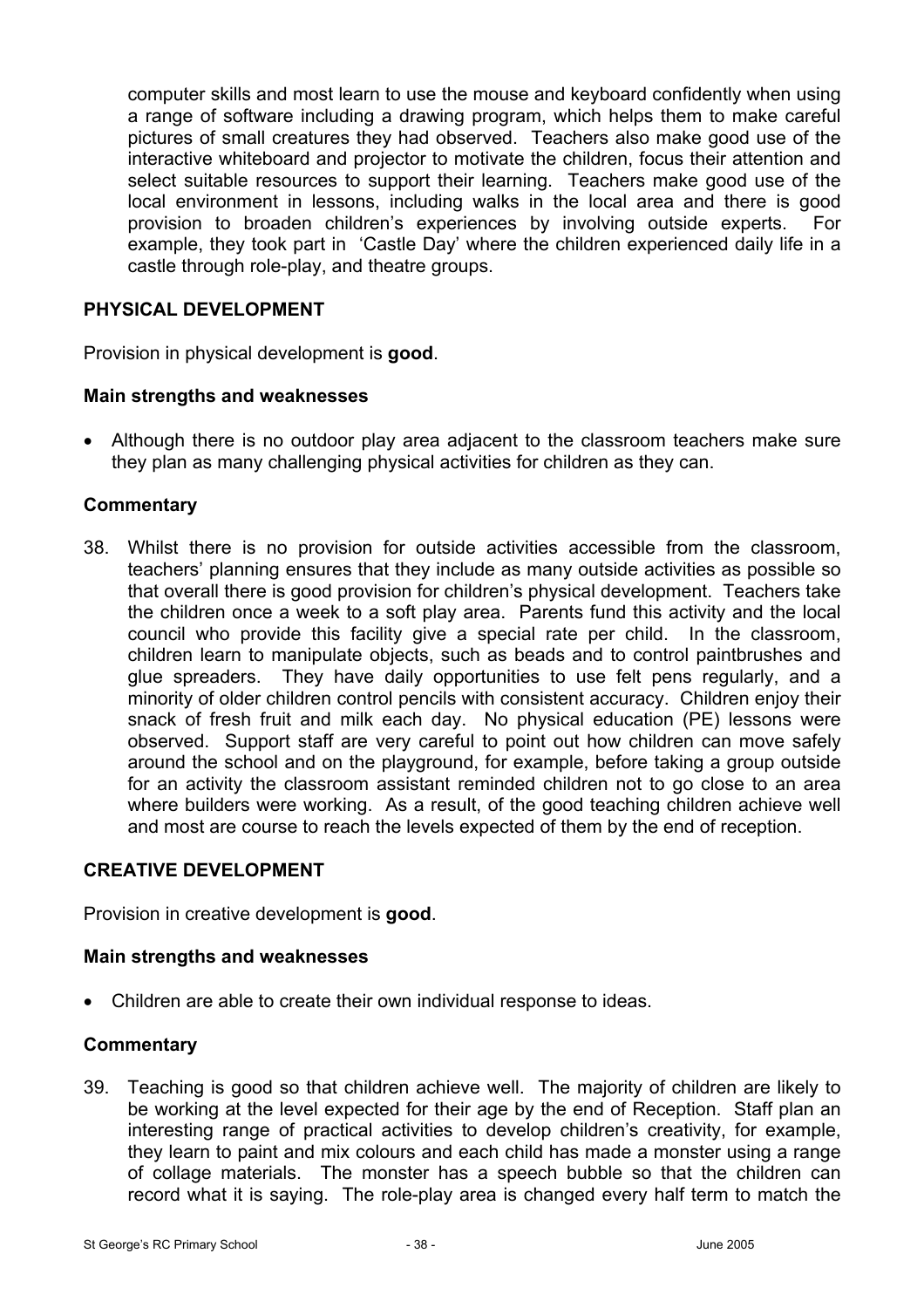computer skills and most learn to use the mouse and keyboard confidently when using a range of software including a drawing program, which helps them to make careful pictures of small creatures they had observed. Teachers also make good use of the interactive whiteboard and projector to motivate the children, focus their attention and select suitable resources to support their learning. Teachers make good use of the local environment in lessons, including walks in the local area and there is good provision to broaden children's experiences by involving outside experts. For example, they took part in 'Castle Day' where the children experienced daily life in a castle through role-play, and theatre groups.

## PHYSICAL DEVELOPMENT

Provision in physical development is **good**.

### Main strengths and weaknesses

- Although there is no outdoor play area adjacent to the classroom teachers make sure they plan as many challenging physical activities for children as they can.

### Commentary

38. Whilst there is no provision for outside activities accessible from the classroom, teachers' planning ensures that they include as many outside activities as possible so that overall there is good provision for children's physical development. Teachers take the children once a week to a soft play area. Parents fund this activity and the local council who provide this facility give a special rate per child. In the classroom, children learn to manipulate objects, such as beads and to control paintbrushes and glue spreaders. They have daily opportunities to use felt pens regularly, and a minority of older children control pencils with consistent accuracy. Children enjoy their snack of fresh fruit and milk each day. No physical education (PE) lessons were observed. Support staff are very careful to point out how children can move safely around the school and on the playground, for example, before taking a group outside for an activity the classroom assistant reminded children not to go close to an area where builders were working. As a result, of the good teaching children achieve well and most are course to reach the levels expected of them by the end of reception.

## CREATIVE DEVELOPMENT

Provision in creative development is **good**.

### Main strengths and weaknesses

- Children are able to create their own individual response to ideas.

### Commentary

39. Teaching is good so that children achieve well. The majority of children are likely to be working at the level expected for their age by the end of Reception. Staff plan an interesting range of practical activities to develop children's creativity, for example, they learn to paint and mix colours and each child has made a monster using a range of collage materials. The monster has a speech bubble so that the children can record what it is saying. The role-play area is changed every half term to match the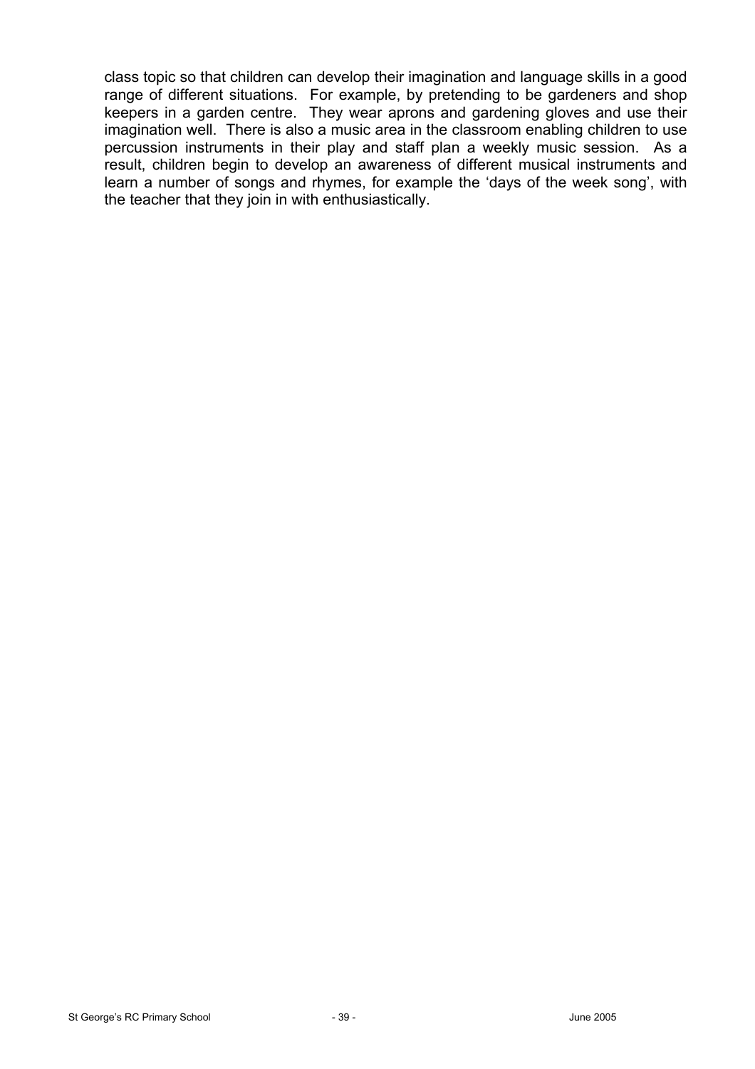class topic so that children can develop their imagination and language skills in a good range of different situations. For example, by pretending to be gardeners and shop keepers in a garden centre. They wear aprons and gardening gloves and use their imagination well. There is also a music area in the classroom enabling children to use percussion instruments in their play and staff plan a weekly music session. As a result, children begin to develop an awareness of different musical instruments and learn a number of songs and rhymes, for example the 'days of the week song', with the teacher that they join in with enthusiastically.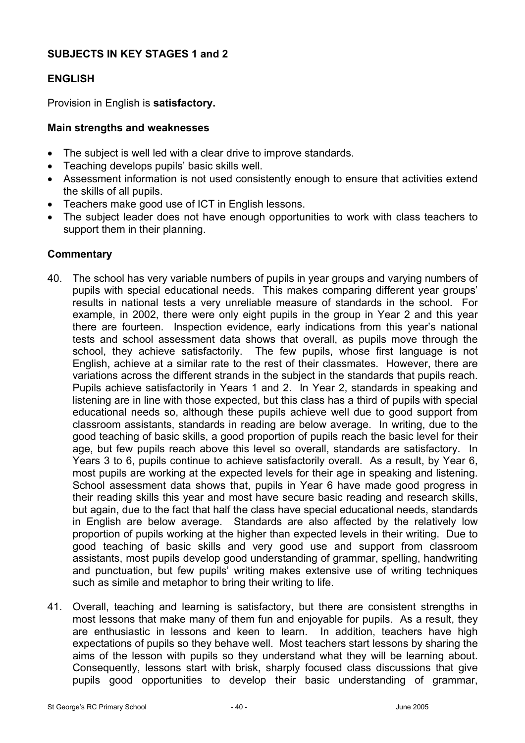## SUBJECTS IN KEY STAGES 1 and 2

### ENGLISH

Provision in English is **satisfactory.**

#### Main strengths and weaknesses

- The subject is well led with a clear drive to improve standards.
- Teaching develops pupils' basic skills well.
- Assessment information is not used consistently enough to ensure that activities extend the skills of all pupils.
- Teachers make good use of ICT in English lessons.
- The subject leader does not have enough opportunities to work with class teachers to support them in their planning.

#### Commentary

40. The school has very variable numbers of pupils in year groups and varying numbers of pupils with special educational needs. This makes comparing different year groups' results in national tests a very unreliable measure of standards in the school. For example, in 2002, there were only eight pupils in the group in Year 2 and this year there are fourteen. Inspection evidence, early indications from this year's national tests and school assessment data shows that overall, as pupils move through the school, they achieve satisfactorily. The few pupils, whose first language is not English, achieve at a similar rate to the rest of their classmates. However, there are variations across the different strands in the subject in the standards that pupils reach. Pupils achieve satisfactorily in Years 1 and 2. In Year 2, standards in speaking and listening are in line with those expected, but this class has a third of pupils with special educational needs so, although these pupils achieve well due to good support from classroom assistants, standards in reading are below average. In writing, due to the good teaching of basic skills, a good proportion of pupils reach the basic level for their age, but few pupils reach above this level so overall, standards are satisfactory. In Years 3 to 6, pupils continue to achieve satisfactorily overall. As a result, by Year 6, most pupils are working at the expected levels for their age in speaking and listening. School assessment data shows that, pupils in Year 6 have made good progress in their reading skills this year and most have secure basic reading and research skills, but again, due to the fact that half the class have special educational needs, standards in English are below average. Standards are also affected by the relatively low proportion of pupils working at the higher than expected levels in their writing. Due to good teaching of basic skills and very good use and support from classroom assistants, most pupils develop good understanding of grammar, spelling, handwriting and punctuation, but few pupils' writing makes extensive use of writing techniques such as simile and metaphor to bring their writing to life.

41. Overall, teaching and learning is satisfactory, but there are consistent strengths in most lessons that make many of them fun and enjoyable for pupils. As a result, they are enthusiastic in lessons and keen to learn. In addition, teachers have high expectations of pupils so they behave well. Most teachers start lessons by sharing the aims of the lesson with pupils so they understand what they will be learning about. Consequently, lessons start with brisk, sharply focused class discussions that give pupils good opportunities to develop their basic understanding of grammar,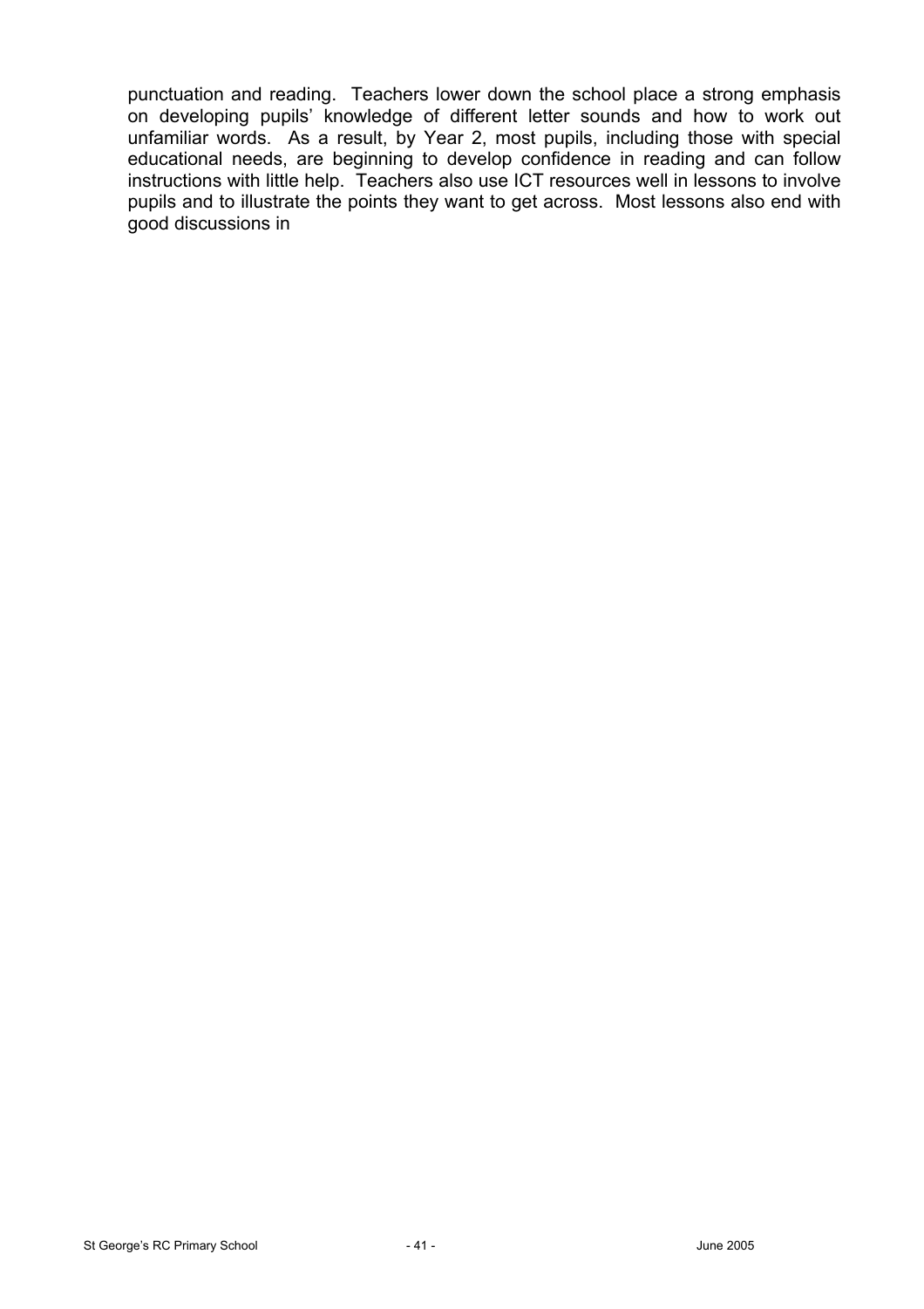punctuation and reading. Teachers lower down the school place a strong emphasis on developing pupils' knowledge of different letter sounds and how to work out unfamiliar words. As a result, by Year 2, most pupils, including those with special educational needs, are beginning to develop confidence in reading and can follow instructions with little help. Teachers also use ICT resources well in lessons to involve pupils and to illustrate the points they want to get across. Most lessons also end with good discussions in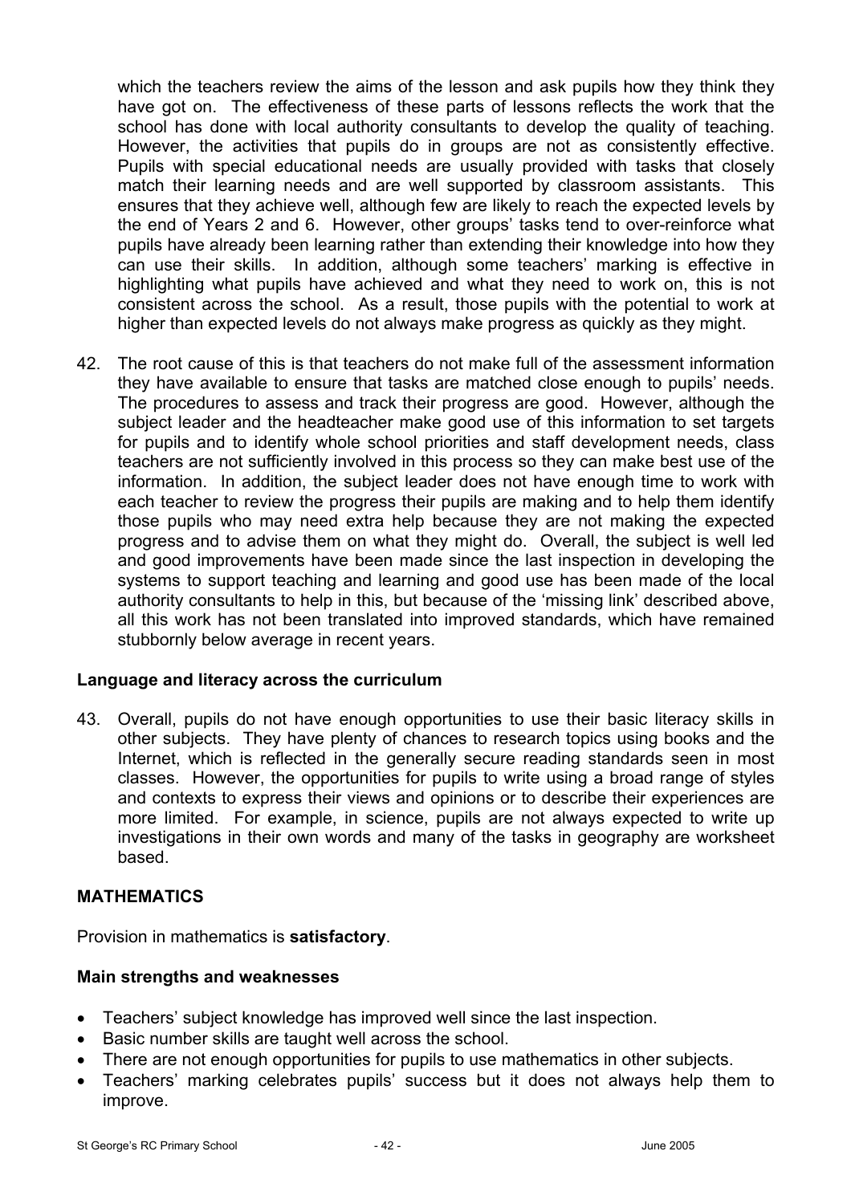which the teachers review the aims of the lesson and ask pupils how they think they have got on. The effectiveness of these parts of lessons reflects the work that the school has done with local authority consultants to develop the quality of teaching. However, the activities that pupils do in groups are not as consistently effective. Pupils with special educational needs are usually provided with tasks that closely match their learning needs and are well supported by classroom assistants. This ensures that they achieve well, although few are likely to reach the expected levels by the end of Years 2 and 6. However, other groups' tasks tend to over-reinforce what pupils have already been learning rather than extending their knowledge into how they can use their skills. In addition, although some teachers' marking is effective in highlighting what pupils have achieved and what they need to work on, this is not consistent across the school. As a result, those pupils with the potential to work at higher than expected levels do not always make progress as quickly as they might.

42. The root cause of this is that teachers do not make full of the assessment information they have available to ensure that tasks are matched close enough to pupils' needs. The procedures to assess and track their progress are good. However, although the subject leader and the headteacher make good use of this information to set targets for pupils and to identify whole school priorities and staff development needs, class teachers are not sufficiently involved in this process so they can make best use of the information. In addition, the subject leader does not have enough time to work with each teacher to review the progress their pupils are making and to help them identify those pupils who may need extra help because they are not making the expected progress and to advise them on what they might do. Overall, the subject is well led and good improvements have been made since the last inspection in developing the systems to support teaching and learning and good use has been made of the local authority consultants to help in this, but because of the 'missing link' described above, all this work has not been translated into improved standards, which have remained stubbornly below average in recent years.

### Language and literacy across the curriculum

43. Overall, pupils do not have enough opportunities to use their basic literacy skills in other subjects. They have plenty of chances to research topics using books and the Internet, which is reflected in the generally secure reading standards seen in most classes. However, the opportunities for pupils to write using a broad range of styles and contexts to express their views and opinions or to describe their experiences are more limited. For example, in science, pupils are not always expected to write up investigations in their own words and many of the tasks in geography are worksheet based.

## MATHEMATICS

Provision in mathematics is **satisfactory**.

### Main strengths and weaknesses

- Teachers' subject knowledge has improved well since the last inspection.
- Basic number skills are taught well across the school.
- There are not enough opportunities for pupils to use mathematics in other subjects.
- Teachers' marking celebrates pupils' success but it does not always help them to improve.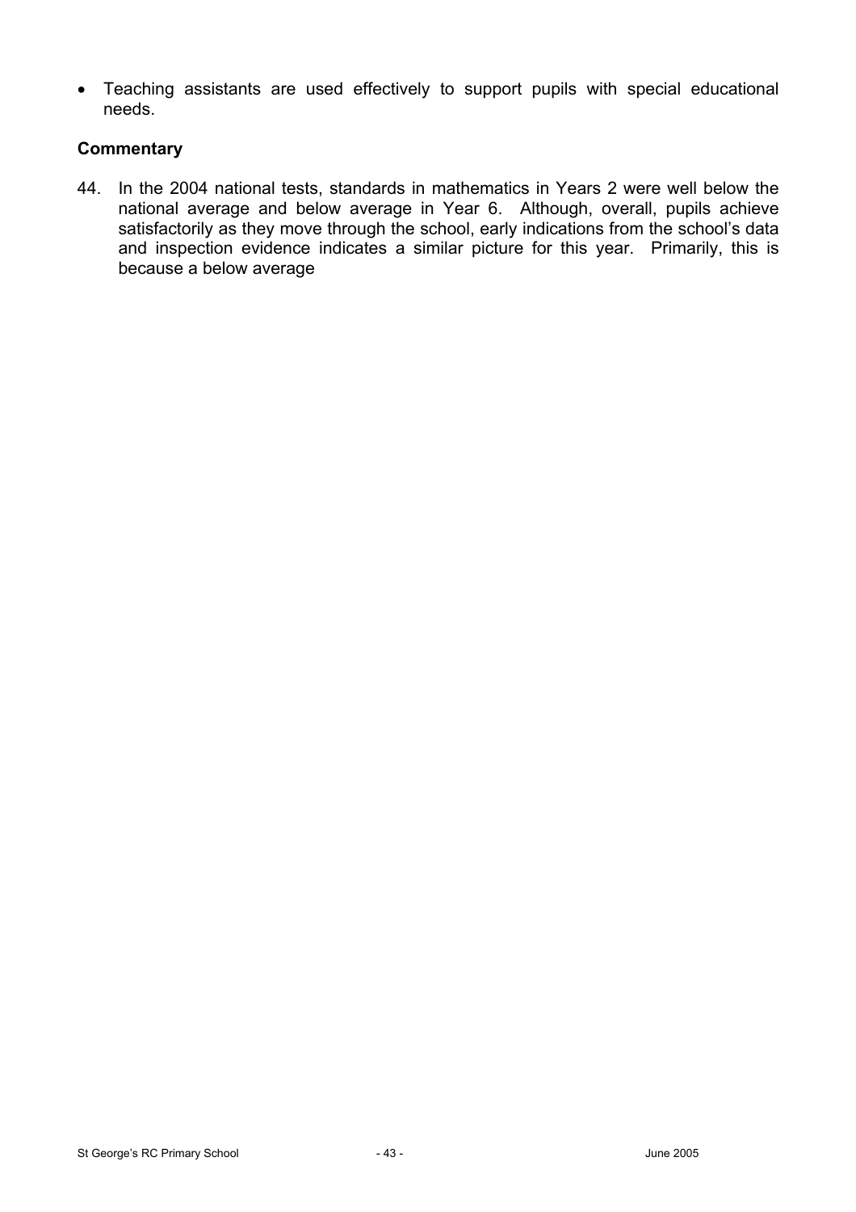- Teaching assistants are used effectively to support pupils with special educational needs.

**Commentary**

44. In the 2004 national tests, standards in mathematics in Years 2 were well below the national average and below average in Year 6. Although, overall, pupils achieve satisfactorily as they move through the school, early indications from the school's data and inspection evidence indicates a similar picture for this year. Primarily, this is because a below average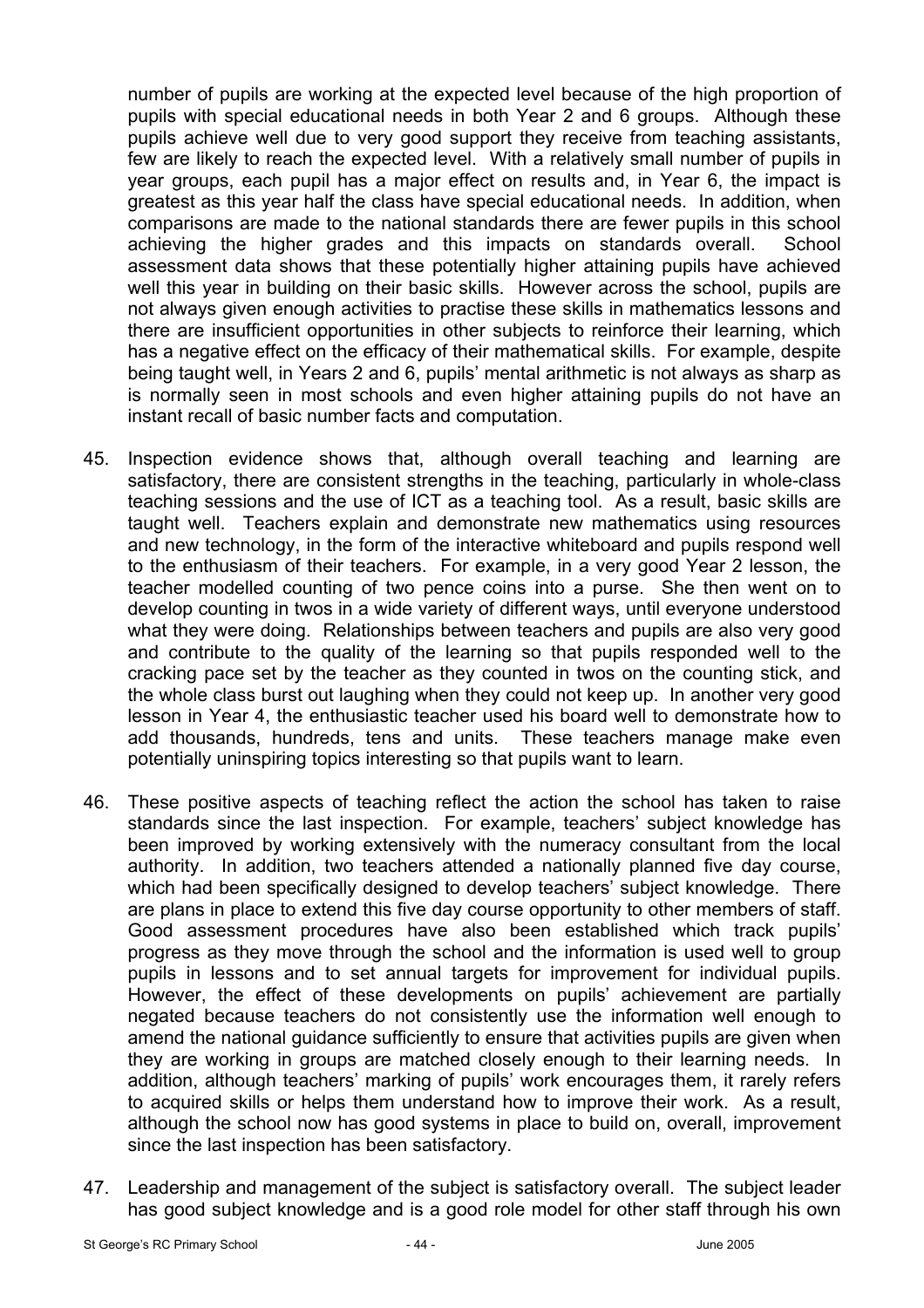number of pupils are working at the expected level because of the high proportion of pupils with special educational needs in both Year 2 and 6 groups. Although these pupils achieve well due to very good support they receive from teaching assistants, few are likely to reach the expected level. With a relatively small number of pupils in year groups, each pupil has a major effect on results and, in Year 6, the impact is greatest as this year half the class have special educational needs. In addition, when comparisons are made to the national standards there are fewer pupils in this school achieving the higher grades and this impacts on standards overall. School assessment data shows that these potentially higher attaining pupils have achieved well this year in building on their basic skills. However across the school, pupils are not always given enough activities to practise these skills in mathematics lessons and there are insufficient opportunities in other subjects to reinforce their learning, which has a negative effect on the efficacy of their mathematical skills. For example, despite being taught well, in Years 2 and 6, pupils' mental arithmetic is not always as sharp as is normally seen in most schools and even higher attaining pupils do not have an instant recall of basic number facts and computation.

45. Inspection evidence shows that, although overall teaching and learning are satisfactory, there are consistent strengths in the teaching, particularly in whole-class teaching sessions and the use of ICT as a teaching tool. As a result, basic skills are taught well. Teachers explain and demonstrate new mathematics using resources and new technology, in the form of the interactive whiteboard and pupils respond well to the enthusiasm of their teachers. For example, in a very good Year 2 lesson, the teacher modelled counting of two pence coins into a purse. She then went on to develop counting in twos in a wide variety of different ways, until everyone understood what they were doing. Relationships between teachers and pupils are also very good and contribute to the quality of the learning so that pupils responded well to the cracking pace set by the teacher as they counted in twos on the counting stick, and the whole class burst out laughing when they could not keep up. In another very good lesson in Year 4, the enthusiastic teacher used his board well to demonstrate how to add thousands, hundreds, tens and units. These teachers manage make even potentially uninspiring topics interesting so that pupils want to learn.

46. These positive aspects of teaching reflect the action the school has taken to raise standards since the last inspection. For example, teachers' subject knowledge has been improved by working extensively with the numeracy consultant from the local authority. In addition, two teachers attended a nationally planned five day course, which had been specifically designed to develop teachers' subject knowledge. There are plans in place to extend this five day course opportunity to other members of staff. Good assessment procedures have also been established which track pupils' progress as they move through the school and the information is used well to group pupils in lessons and to set annual targets for improvement for individual pupils. However, the effect of these developments on pupils' achievement are partially negated because teachers do not consistently use the information well enough to amend the national guidance sufficiently to ensure that activities pupils are given when they are working in groups are matched closely enough to their learning needs. In addition, although teachers' marking of pupils' work encourages them, it rarely refers to acquired skills or helps them understand how to improve their work. As a result, although the school now has good systems in place to build on, overall, improvement since the last inspection has been satisfactory.

47. Leadership and management of the subject is satisfactory overall. The subject leader has good subject knowledge and is a good role model for other staff through his own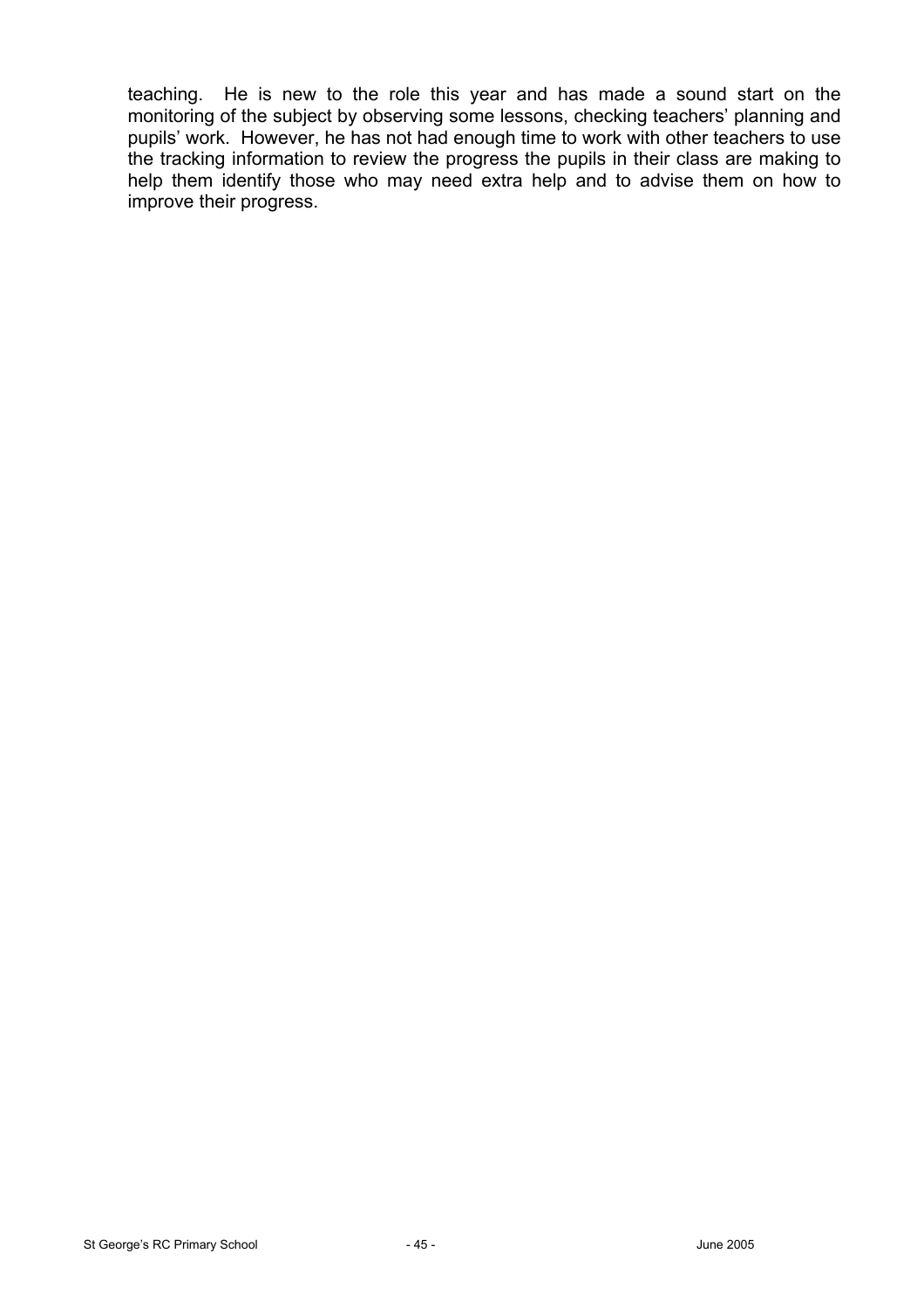teaching. He is new to the role this year and has made a sound start on the monitoring of the subject by observing some lessons, checking teachers' planning and pupils' work. However, he has not had enough time to work with other teachers to use the tracking information to review the progress the pupils in their class are making to help them identify those who may need extra help and to advise them on how to improve their progress.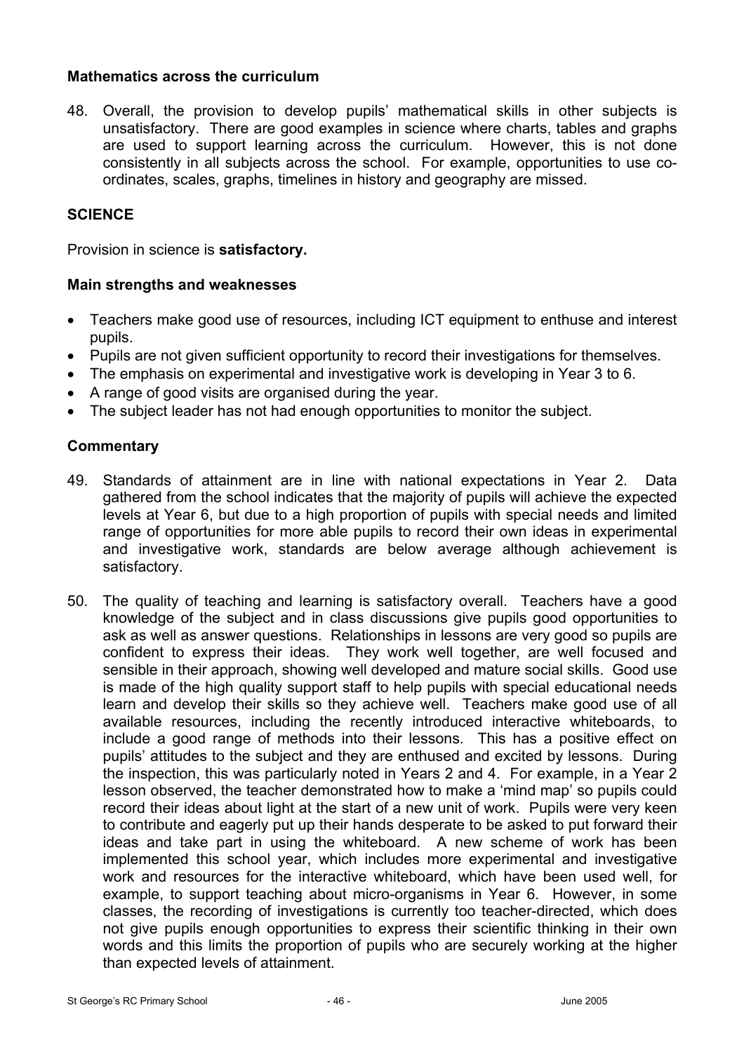### Mathematics across the curriculum

48. Overall, the provision to develop pupils' mathematical skills in other subjects is unsatisfactory. There are good examples in science where charts, tables and graphs are used to support learning across the curriculum. However, this is not done consistently in all subjects across the school. For example, opportunities to use co-ordinates, scales, graphs, timelines in history and geography are missed.

## SCIENCE

Provision in science is **satisfactory.**

### Main strengths and weaknesses

- Teachers make good use of resources, including ICT equipment to enthuse and interest pupils.
- Pupils are not given sufficient opportunity to record their investigations for themselves.
- The emphasis on experimental and investigative work is developing in Year 3 to 6.
- A range of good visits are organised during the year.
- The subject leader has not had enough opportunities to monitor the subject.

### Commentary

49. Standards of attainment are in line with national expectations in Year 2. Data gathered from the school indicates that the majority of pupils will achieve the expected levels at Year 6, but due to a high proportion of pupils with special needs and limited range of opportunities for more able pupils to record their own ideas in experimental and investigative work, standards are below average although achievement is satisfactory.

50. The quality of teaching and learning is satisfactory overall. Teachers have a good knowledge of the subject and in class discussions give pupils good opportunities to ask as well as answer questions. Relationships in lessons are very good so pupils are confident to express their ideas. They work well together, are well focused and sensible in their approach, showing well developed and mature social skills. Good use is made of the high quality support staff to help pupils with special educational needs learn and develop their skills so they achieve well. Teachers make good use of all available resources, including the recently introduced interactive whiteboards, to include a good range of methods into their lessons. This has a positive effect on pupils' attitudes to the subject and they are enthused and excited by lessons. During the inspection, this was particularly noted in Years 2 and 4. For example, in a Year 2 lesson observed, the teacher demonstrated how to make a 'mind map' so pupils could record their ideas about light at the start of a new unit of work. Pupils were very keen to contribute and eagerly put up their hands desperate to be asked to put forward their ideas and take part in using the whiteboard. A new scheme of work has been implemented this school year, which includes more experimental and investigative work and resources for the interactive whiteboard, which have been used well, for example, to support teaching about micro-organisms in Year 6. However, in some classes, the recording of investigations is currently too teacher-directed, which does not give pupils enough opportunities to express their scientific thinking in their own words and this limits the proportion of pupils who are securely working at the higher than expected levels of attainment.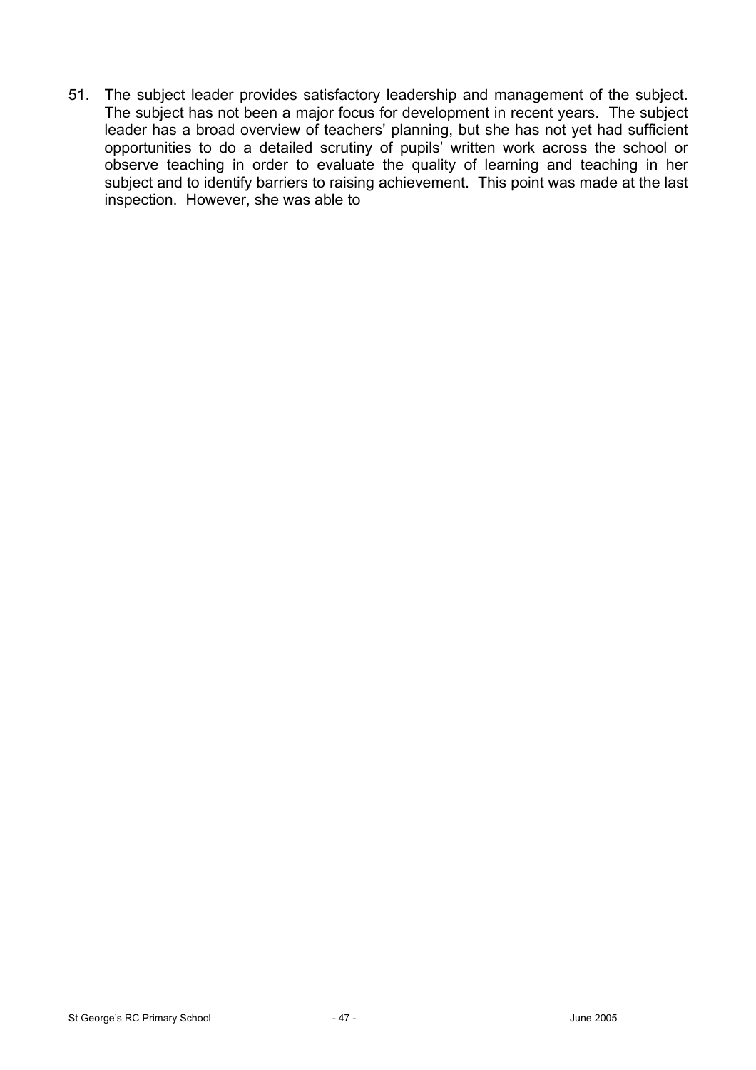51. The subject leader provides satisfactory leadership and management of the subject. The subject has not been a major focus for development in recent years. The subject leader has a broad overview of teachers' planning, but she has not yet had sufficient opportunities to do a detailed scrutiny of pupils' written work across the school or observe teaching in order to evaluate the quality of learning and teaching in her subject and to identify barriers to raising achievement. This point was made at the last inspection. However, she was able to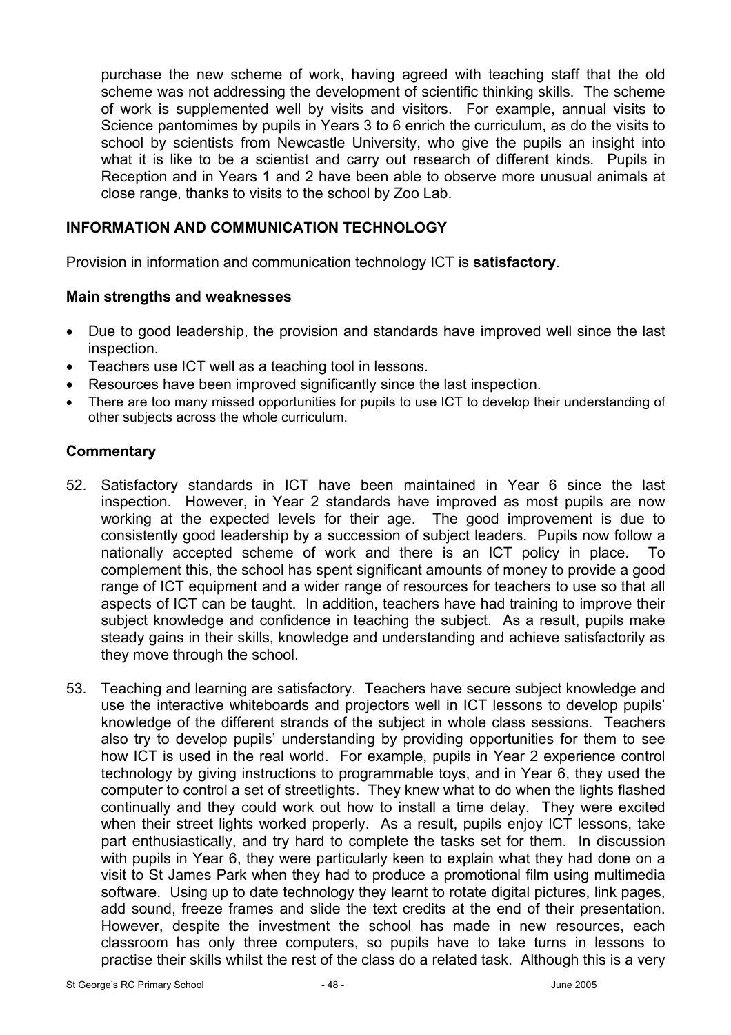purchase the new scheme of work, having agreed with teaching staff that the old scheme was not addressing the development of scientific thinking skills. The scheme of work is supplemented well by visits and visitors. For example, annual visits to Science pantomimes by pupils in Years 3 to 6 enrich the curriculum, as do the visits to school by scientists from Newcastle University, who give the pupils an insight into what it is like to be a scientist and carry out research of different kinds. Pupils in Reception and in Years 1 and 2 have been able to observe more unusual animals at close range, thanks to visits to the school by Zoo Lab.

## INFORMATION AND COMMUNICATION TECHNOLOGY

Provision in information and communication technology ICT is **satisfactory**.

### Main strengths and weaknesses

- Due to good leadership, the provision and standards have improved well since the last inspection.
- Teachers use ICT well as a teaching tool in lessons.
- Resources have been improved significantly since the last inspection.
- There are too many missed opportunities for pupils to use ICT to develop their understanding of other subjects across the whole curriculum.

### Commentary

52. Satisfactory standards in ICT have been maintained in Year 6 since the last inspection. However, in Year 2 standards have improved as most pupils are now working at the expected levels for their age. The good improvement is due to consistently good leadership by a succession of subject leaders. Pupils now follow a nationally accepted scheme of work and there is an ICT policy in place. To complement this, the school has spent significant amounts of money to provide a good range of ICT equipment and a wider range of resources for teachers to use so that all aspects of ICT can be taught. In addition, teachers have had training to improve their subject knowledge and confidence in teaching the subject. As a result, pupils make steady gains in their skills, knowledge and understanding and achieve satisfactorily as they move through the school.

53. Teaching and learning are satisfactory. Teachers have secure subject knowledge and use the interactive whiteboards and projectors well in ICT lessons to develop pupils' knowledge of the different strands of the subject in whole class sessions. Teachers also try to develop pupils' understanding by providing opportunities for them to see how ICT is used in the real world. For example, pupils in Year 2 experience control technology by giving instructions to programmable toys, and in Year 6, they used the computer to control a set of streetlights. They knew what to do when the lights flashed continually and they could work out how to install a time delay. They were excited when their street lights worked properly. As a result, pupils enjoy ICT lessons, take part enthusiastically, and try hard to complete the tasks set for them. In discussion with pupils in Year 6, they were particularly keen to explain what they had done on a visit to St James Park when they had to produce a promotional film using multimedia software. Using up to date technology they learnt to rotate digital pictures, link pages, add sound, freeze frames and slide the text credits at the end of their presentation. However, despite the investment the school has made in new resources, each classroom has only three computers, so pupils have to take turns in lessons to practise their skills whilst the rest of the class do a related task. Although this is a very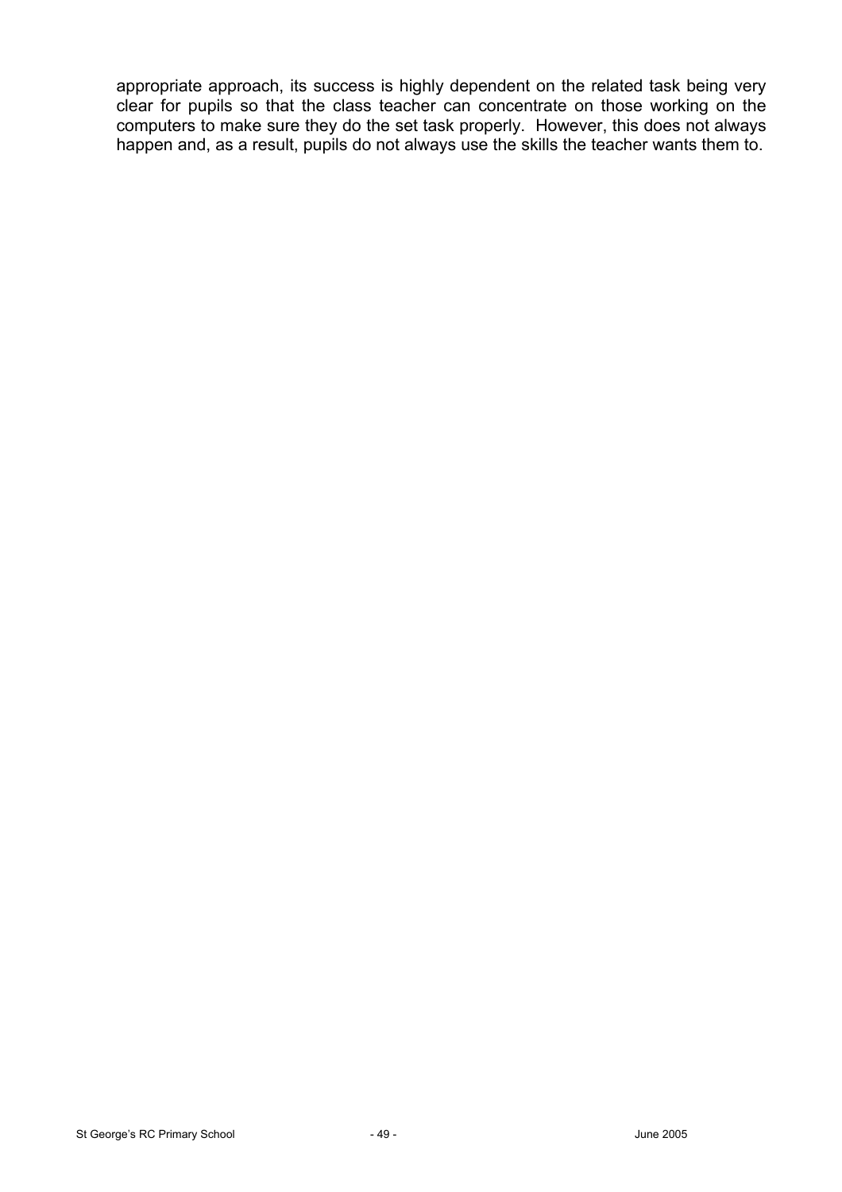appropriate approach, its success is highly dependent on the related task being very clear for pupils so that the class teacher can concentrate on those working on the computers to make sure they do the set task properly. However, this does not always happen and, as a result, pupils do not always use the skills the teacher wants them to.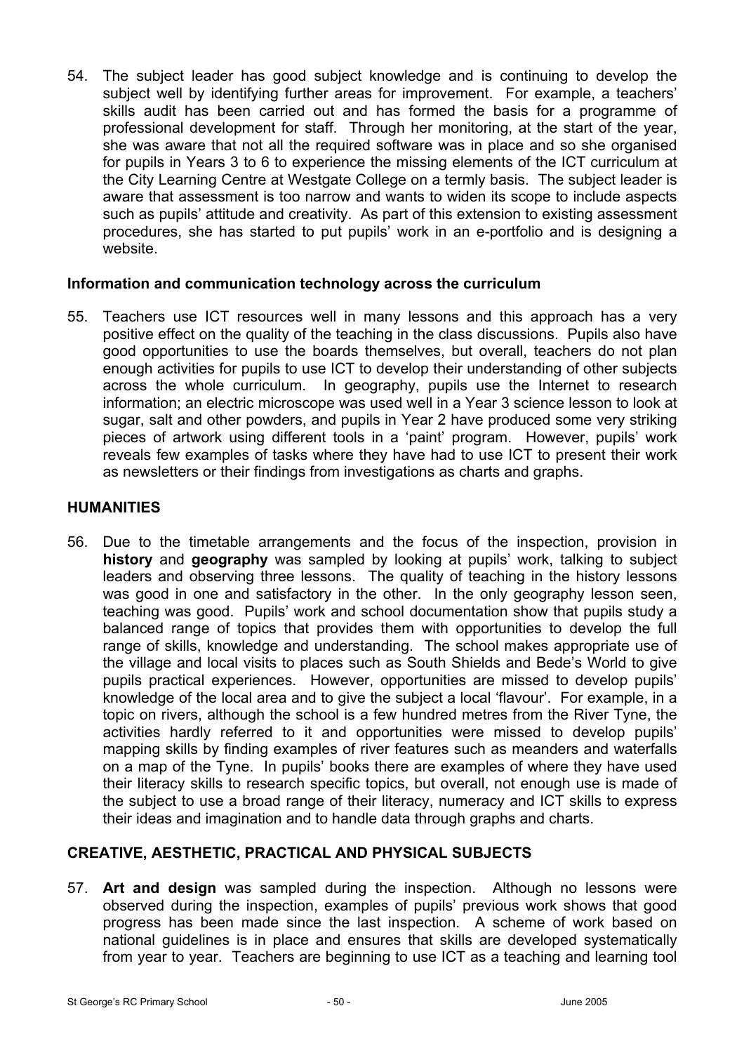54. The subject leader has good subject knowledge and is continuing to develop the subject well by identifying further areas for improvement. For example, a teachers' skills audit has been carried out and has formed the basis for a programme of professional development for staff. Through her monitoring, at the start of the year, she was aware that not all the required software was in place and so she organised for pupils in Years 3 to 6 to experience the missing elements of the ICT curriculum at the City Learning Centre at Westgate College on a termly basis. The subject leader is aware that assessment is too narrow and wants to widen its scope to include aspects such as pupils' attitude and creativity. As part of this extension to existing assessment procedures, she has started to put pupils' work in an e-portfolio and is designing a website.

### Information and communication technology across the curriculum

55. Teachers use ICT resources well in many lessons and this approach has a very positive effect on the quality of the teaching in the class discussions. Pupils also have good opportunities to use the boards themselves, but overall, teachers do not plan enough activities for pupils to use ICT to develop their understanding of other subjects across the whole curriculum. In geography, pupils use the Internet to research information; an electric microscope was used well in a Year 3 science lesson to look at sugar, salt and other powders, and pupils in Year 2 have produced some very striking pieces of artwork using different tools in a 'paint' program. However, pupils' work reveals few examples of tasks where they have had to use ICT to present their work as newsletters or their findings from investigations as charts and graphs.

## HUMANITIES

56. Due to the timetable arrangements and the focus of the inspection, provision in **history** and **geography** was sampled by looking at pupils' work, talking to subject leaders and observing three lessons. The quality of teaching in the history lessons was good in one and satisfactory in the other. In the only geography lesson seen, teaching was good. Pupils' work and school documentation show that pupils study a balanced range of topics that provides them with opportunities to develop the full range of skills, knowledge and understanding. The school makes appropriate use of the village and local visits to places such as South Shields and Bede's World to give pupils practical experiences. However, opportunities are missed to develop pupils' knowledge of the local area and to give the subject a local 'flavour'. For example, in a topic on rivers, although the school is a few hundred metres from the River Tyne, the activities hardly referred to it and opportunities were missed to develop pupils' mapping skills by finding examples of river features such as meanders and waterfalls on a map of the Tyne. In pupils' books there are examples of where they have used their literacy skills to research specific topics, but overall, not enough use is made of the subject to use a broad range of their literacy, numeracy and ICT skills to express their ideas and imagination and to handle data through graphs and charts.

## CREATIVE, AESTHETIC, PRACTICAL AND PHYSICAL SUBJECTS

57. **Art and design** was sampled during the inspection. Although no lessons were observed during the inspection, examples of pupils' previous work shows that good progress has been made since the last inspection. A scheme of work based on national guidelines is in place and ensures that skills are developed systematically from year to year. Teachers are beginning to use ICT as a teaching and learning tool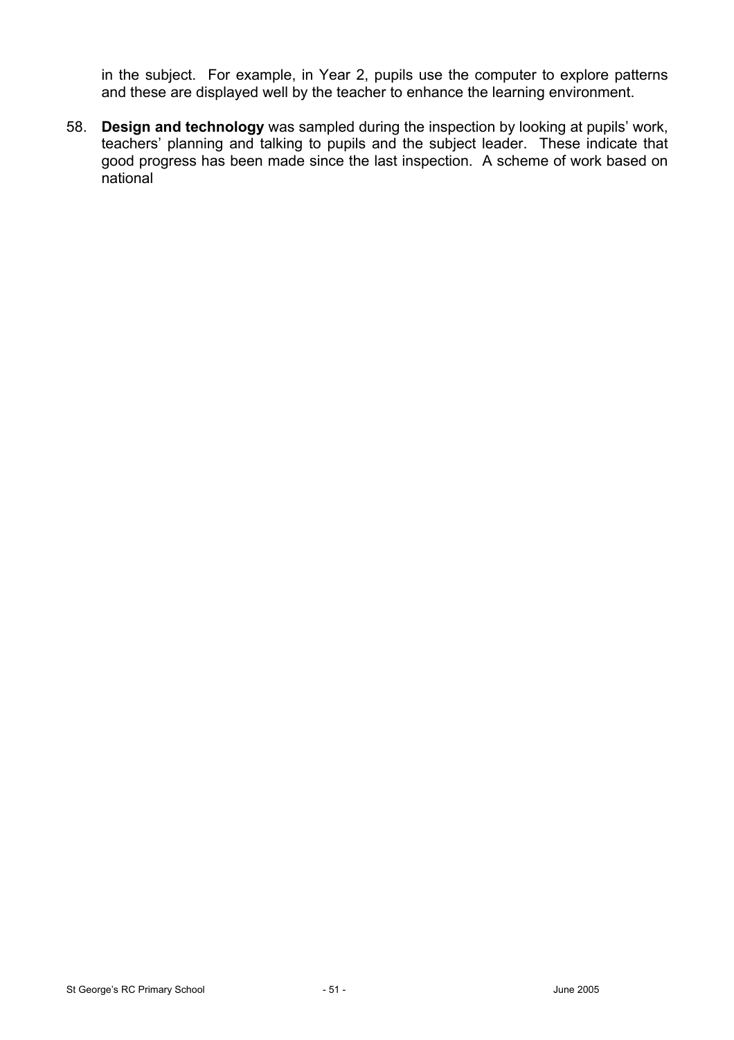in the subject. For example, in Year 2, pupils use the computer to explore patterns and these are displayed well by the teacher to enhance the learning environment.

58. **Design and technology** was sampled during the inspection by looking at pupils' work, teachers' planning and talking to pupils and the subject leader. These indicate that good progress has been made since the last inspection. A scheme of work based on national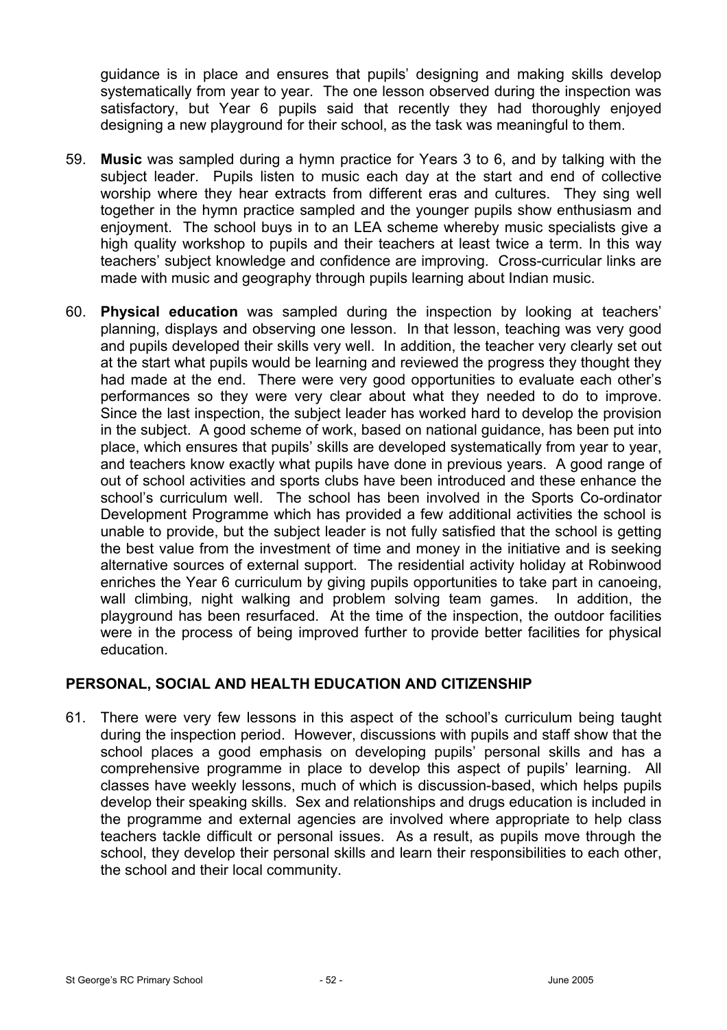guidance is in place and ensures that pupils' designing and making skills develop systematically from year to year. The one lesson observed during the inspection was satisfactory, but Year 6 pupils said that recently they had thoroughly enjoyed designing a new playground for their school, as the task was meaningful to them.

59. **Music** was sampled during a hymn practice for Years 3 to 6, and by talking with the subject leader. Pupils listen to music each day at the start and end of collective worship where they hear extracts from different eras and cultures. They sing well together in the hymn practice sampled and the younger pupils show enthusiasm and enjoyment. The school buys in to an LEA scheme whereby music specialists give a high quality workshop to pupils and their teachers at least twice a term. In this way teachers' subject knowledge and confidence are improving. Cross-curricular links are made with music and geography through pupils learning about Indian music.

60. **Physical education** was sampled during the inspection by looking at teachers' planning, displays and observing one lesson. In that lesson, teaching was very good and pupils developed their skills very well. In addition, the teacher very clearly set out at the start what pupils would be learning and reviewed the progress they thought they had made at the end. There were very good opportunities to evaluate each other's performances so they were very clear about what they needed to do to improve. Since the last inspection, the subject leader has worked hard to develop the provision in the subject. A good scheme of work, based on national guidance, has been put into place, which ensures that pupils' skills are developed systematically from year to year, and teachers know exactly what pupils have done in previous years. A good range of out of school activities and sports clubs have been introduced and these enhance the school's curriculum well. The school has been involved in the Sports Co-ordinator Development Programme which has provided a few additional activities the school is unable to provide, but the subject leader is not fully satisfied that the school is getting the best value from the investment of time and money in the initiative and is seeking alternative sources of external support. The residential activity holiday at Robinwood enriches the Year 6 curriculum by giving pupils opportunities to take part in canoeing, wall climbing, night walking and problem solving team games. In addition, the playground has been resurfaced. At the time of the inspection, the outdoor facilities were in the process of being improved further to provide better facilities for physical education.

## PERSONAL, SOCIAL AND HEALTH EDUCATION AND CITIZENSHIP

61. There were very few lessons in this aspect of the school's curriculum being taught during the inspection period. However, discussions with pupils and staff show that the school places a good emphasis on developing pupils' personal skills and has a comprehensive programme in place to develop this aspect of pupils' learning. All classes have weekly lessons, much of which is discussion-based, which helps pupils develop their speaking skills. Sex and relationships and drugs education is included in the programme and external agencies are involved where appropriate to help class teachers tackle difficult or personal issues. As a result, as pupils move through the school, they develop their personal skills and learn their responsibilities to each other, the school and their local community.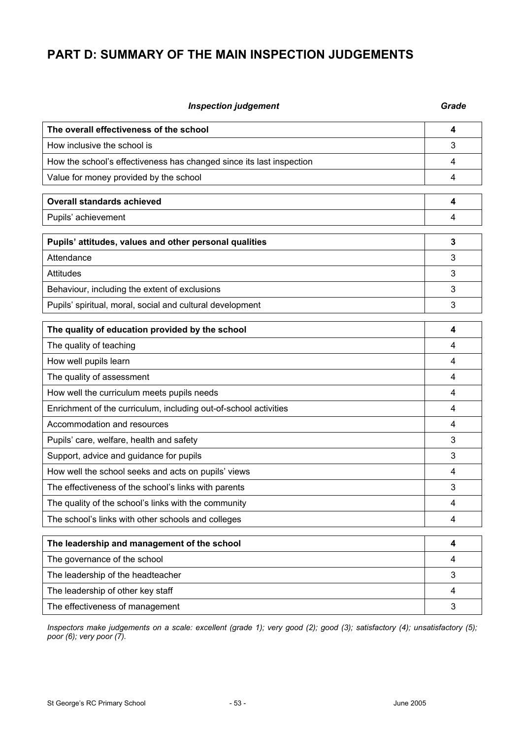# PART D: SUMMARY OF THE MAIN INSPECTION JUDGEMENTS

| *Inspection judgement* | *Grade* |
|---|---|
| **The overall effectiveness of the school** | **4** |
| How inclusive the school is | 3 |
| How the school's effectiveness has changed since its last inspection | 4 |
| Value for money provided by the school | 4 |
| **Overall standards achieved** | **4** |
| Pupils' achievement | 4 |
| **Pupils' attitudes, values and other personal qualities** | **3** |
| Attendance | 3 |
| Attitudes | 3 |
| Behaviour, including the extent of exclusions | 3 |
| Pupils' spiritual, moral, social and cultural development | 3 |
| **The quality of education provided by the school** | **4** |
| The quality of teaching | 4 |
| How well pupils learn | 4 |
| The quality of assessment | 4 |
| How well the curriculum meets pupils needs | 4 |
| Enrichment of the curriculum, including out-of-school activities | 4 |
| Accommodation and resources | 4 |
| Pupils' care, welfare, health and safety | 3 |
| Support, advice and guidance for pupils | 3 |
| How well the school seeks and acts on pupils' views | 4 |
| The effectiveness of the school's links with parents | 3 |
| The quality of the school's links with the community | 4 |
| The school's links with other schools and colleges | 4 |
| **The leadership and management of the school** | **4** |
| The governance of the school | 4 |
| The leadership of the headteacher | 3 |
| The leadership of other key staff | 4 |
| The effectiveness of management | 3 |

*Inspectors make judgements on a scale: excellent (grade 1); very good (2); good (3); satisfactory (4); unsatisfactory (5); poor (6); very poor (7).*